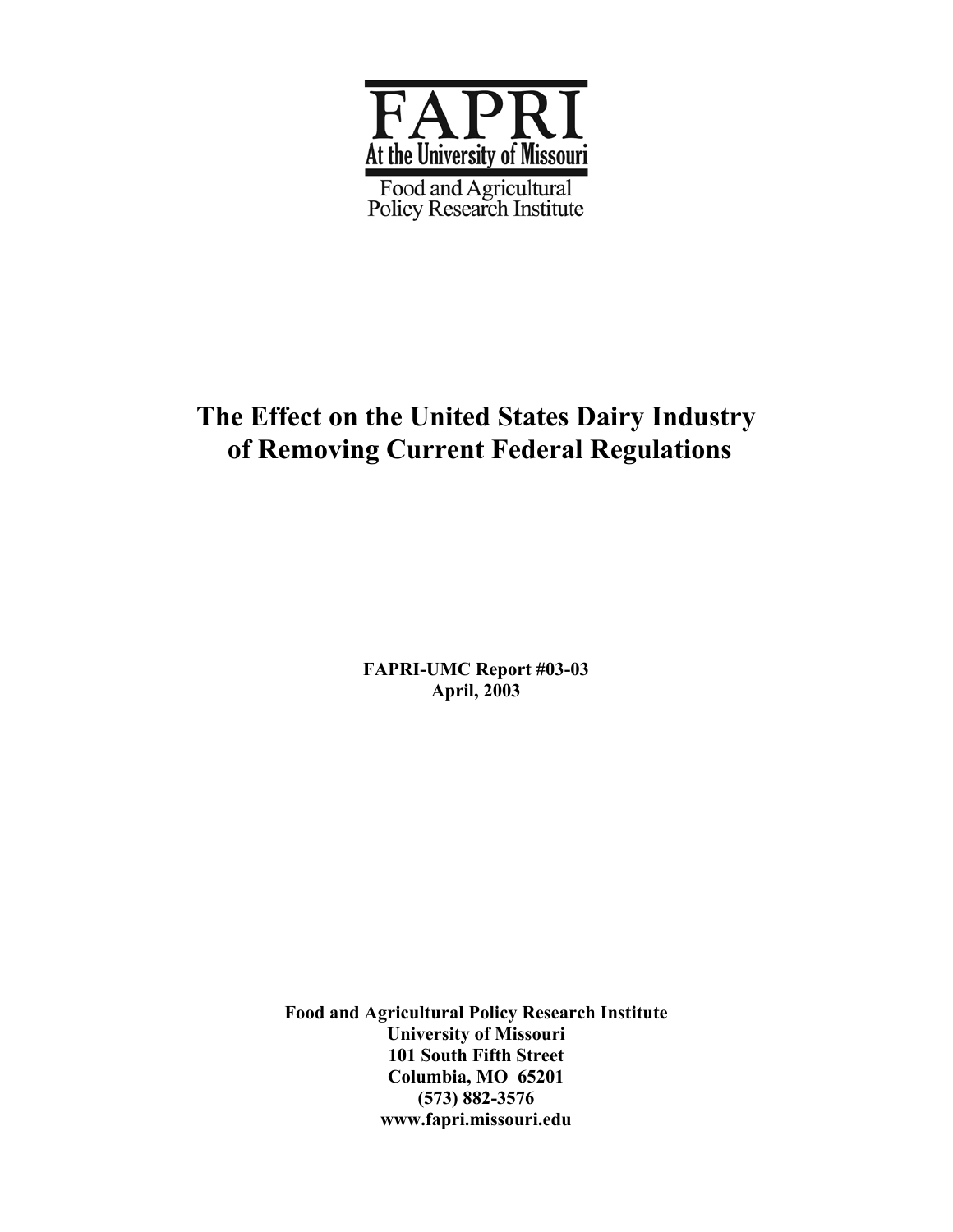# FAPRI

**At the University of Missouri**

Food and Agricultural Policy Research Institute

# The Effect on the United States Dairy Industry of Removing Current Federal Regulations

**FAPRI-UMC Report #03-03**
**April, 2003**

**Food and Agricultural Policy Research Institute**
**University of Missouri**
**101 South Fifth Street**
**Columbia, MO 65201**
**(573) 882-3576**
**www.fapri.missouri.edu**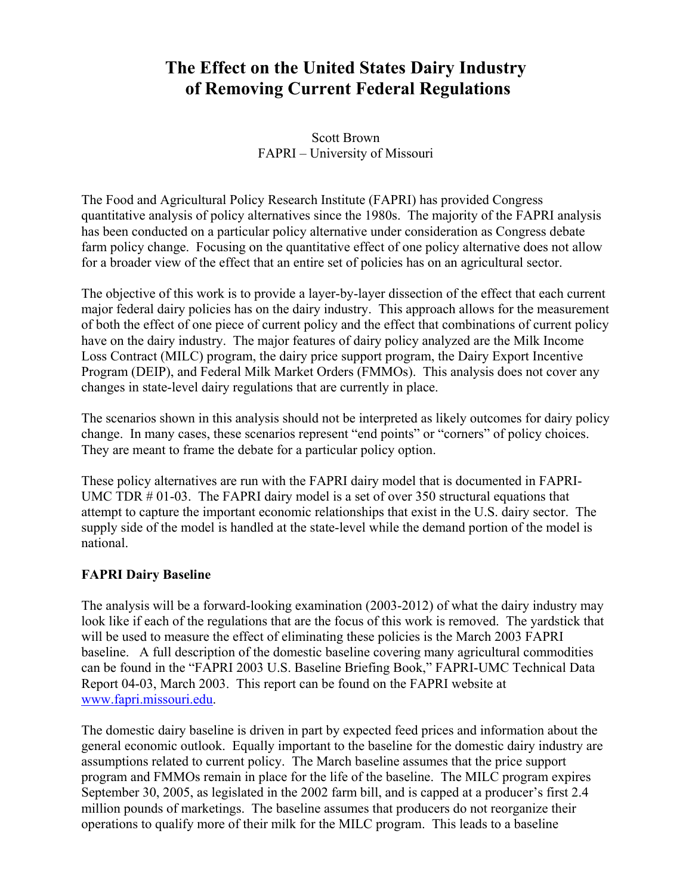# The Effect on the United States Dairy Industry of Removing Current Federal Regulations

Scott Brown
FAPRI – University of Missouri

The Food and Agricultural Policy Research Institute (FAPRI) has provided Congress quantitative analysis of policy alternatives since the 1980s. The majority of the FAPRI analysis has been conducted on a particular policy alternative under consideration as Congress debate farm policy change. Focusing on the quantitative effect of one policy alternative does not allow for a broader view of the effect that an entire set of policies has on an agricultural sector.

The objective of this work is to provide a layer-by-layer dissection of the effect that each current major federal dairy policies has on the dairy industry. This approach allows for the measurement of both the effect of one piece of current policy and the effect that combinations of current policy have on the dairy industry. The major features of dairy policy analyzed are the Milk Income Loss Contract (MILC) program, the dairy price support program, the Dairy Export Incentive Program (DEIP), and Federal Milk Market Orders (FMMOs). This analysis does not cover any changes in state-level dairy regulations that are currently in place.

The scenarios shown in this analysis should not be interpreted as likely outcomes for dairy policy change. In many cases, these scenarios represent "end points" or "corners" of policy choices. They are meant to frame the debate for a particular policy option.

These policy alternatives are run with the FAPRI dairy model that is documented in FAPRI-UMC TDR # 01-03. The FAPRI dairy model is a set of over 350 structural equations that attempt to capture the important economic relationships that exist in the U.S. dairy sector. The supply side of the model is handled at the state-level while the demand portion of the model is national.

### FAPRI Dairy Baseline

The analysis will be a forward-looking examination (2003-2012) of what the dairy industry may look like if each of the regulations that are the focus of this work is removed. The yardstick that will be used to measure the effect of eliminating these policies is the March 2003 FAPRI baseline. A full description of the domestic baseline covering many agricultural commodities can be found in the "FAPRI 2003 U.S. Baseline Briefing Book," FAPRI-UMC Technical Data Report 04-03, March 2003. This report can be found on the FAPRI website at www.fapri.missouri.edu.

The domestic dairy baseline is driven in part by expected feed prices and information about the general economic outlook. Equally important to the baseline for the domestic dairy industry are assumptions related to current policy. The March baseline assumes that the price support program and FMMOs remain in place for the life of the baseline. The MILC program expires September 30, 2005, as legislated in the 2002 farm bill, and is capped at a producer's first 2.4 million pounds of marketings. The baseline assumes that producers do not reorganize their operations to qualify more of their milk for the MILC program. This leads to a baseline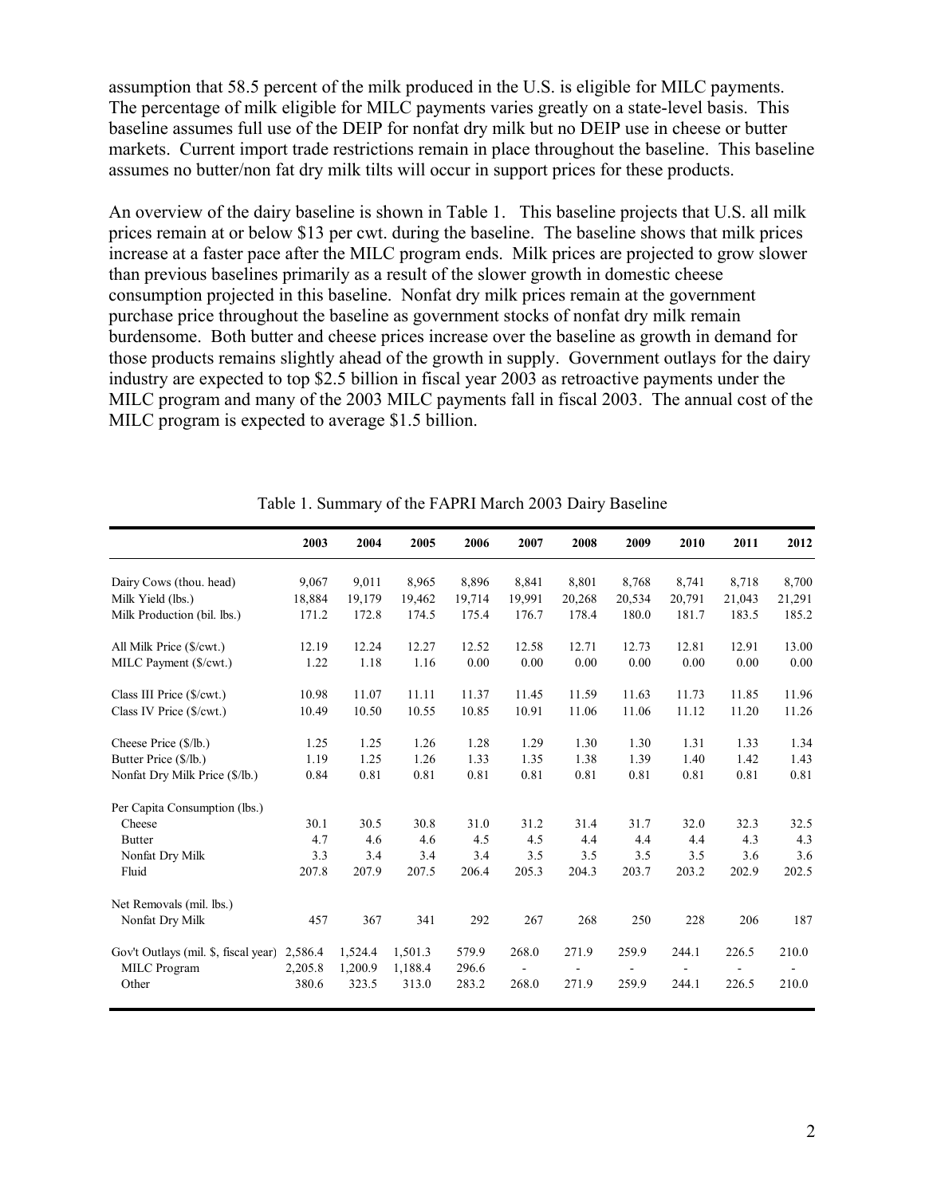assumption that 58.5 percent of the milk produced in the U.S. is eligible for MILC payments. The percentage of milk eligible for MILC payments varies greatly on a state-level basis. This baseline assumes full use of the DEIP for nonfat dry milk but no DEIP use in cheese or butter markets. Current import trade restrictions remain in place throughout the baseline. This baseline assumes no butter/non fat dry milk tilts will occur in support prices for these products.

An overview of the dairy baseline is shown in Table 1. This baseline projects that U.S. all milk prices remain at or below $13 per cwt. during the baseline. The baseline shows that milk prices increase at a faster pace after the MILC program ends. Milk prices are projected to grow slower than previous baselines primarily as a result of the slower growth in domestic cheese consumption projected in this baseline. Nonfat dry milk prices remain at the government purchase price throughout the baseline as government stocks of nonfat dry milk remain burdensome. Both butter and cheese prices increase over the baseline as growth in demand for those products remains slightly ahead of the growth in supply. Government outlays for the dairy industry are expected to top $2.5 billion in fiscal year 2003 as retroactive payments under the MILC program and many of the 2003 MILC payments fall in fiscal 2003. The annual cost of the MILC program is expected to average $1.5 billion.

Table 1. Summary of the FAPRI March 2003 Dairy Baseline

| | 2003 | 2004 | 2005 | 2006 | 2007 | 2008 | 2009 | 2010 | 2011 | 2012 |
|---|---|---|---|---|---|---|---|---|---|---|
| Dairy Cows (thou. head) | 9,067 | 9,011 | 8,965 | 8,896 | 8,841 | 8,801 | 8,768 | 8,741 | 8,718 | 8,700 |
| Milk Yield (lbs.) | 18,884 | 19,179 | 19,462 | 19,714 | 19,991 | 20,268 | 20,534 | 20,791 | 21,043 | 21,291 |
| Milk Production (bil. lbs.) | 171.2 | 172.8 | 174.5 | 175.4 | 176.7 | 178.4 | 180.0 | 181.7 | 183.5 | 185.2 |
| All Milk Price ($/cwt.) | 12.19 | 12.24 | 12.27 | 12.52 | 12.58 | 12.71 | 12.73 | 12.81 | 12.91 | 13.00 |
| MILC Payment ($/cwt.) | 1.22 | 1.18 | 1.16 | 0.00 | 0.00 | 0.00 | 0.00 | 0.00 | 0.00 | 0.00 |
| Class III Price ($/cwt.) | 10.98 | 11.07 | 11.11 | 11.37 | 11.45 | 11.59 | 11.63 | 11.73 | 11.85 | 11.96 |
| Class IV Price ($/cwt.) | 10.49 | 10.50 | 10.55 | 10.85 | 10.91 | 11.06 | 11.06 | 11.12 | 11.20 | 11.26 |
| Cheese Price ($/lb.) | 1.25 | 1.25 | 1.26 | 1.28 | 1.29 | 1.30 | 1.30 | 1.31 | 1.33 | 1.34 |
| Butter Price ($/lb.) | 1.19 | 1.25 | 1.26 | 1.33 | 1.35 | 1.38 | 1.39 | 1.40 | 1.42 | 1.43 |
| Nonfat Dry Milk Price ($/lb.) | 0.84 | 0.81 | 0.81 | 0.81 | 0.81 | 0.81 | 0.81 | 0.81 | 0.81 | 0.81 |
| Per Capita Consumption (lbs.) | | | | | | | | | | |
| Cheese | 30.1 | 30.5 | 30.8 | 31.0 | 31.2 | 31.4 | 31.7 | 32.0 | 32.3 | 32.5 |
| Butter | 4.7 | 4.6 | 4.6 | 4.5 | 4.5 | 4.4 | 4.4 | 4.4 | 4.3 | 4.3 |
| Nonfat Dry Milk | 3.3 | 3.4 | 3.4 | 3.4 | 3.5 | 3.5 | 3.5 | 3.5 | 3.6 | 3.6 |
| Fluid | 207.8 | 207.9 | 207.5 | 206.4 | 205.3 | 204.3 | 203.7 | 203.2 | 202.9 | 202.5 |
| Net Removals (mil. lbs.) | | | | | | | | | | |
| Nonfat Dry Milk | 457 | 367 | 341 | 292 | 267 | 268 | 250 | 228 | 206 | 187 |
| Gov't Outlays (mil. $, fiscal year) | 2,586.4 | 1,524.4 | 1,501.3 | 579.9 | 268.0 | 271.9 | 259.9 | 244.1 | 226.5 | 210.0 |
| MILC Program | 2,205.8 | 1,200.9 | 1,188.4 | 296.6 | - | - | - | - | - | - |
| Other | 380.6 | 323.5 | 313.0 | 283.2 | 268.0 | 271.9 | 259.9 | 244.1 | 226.5 | 210.0 |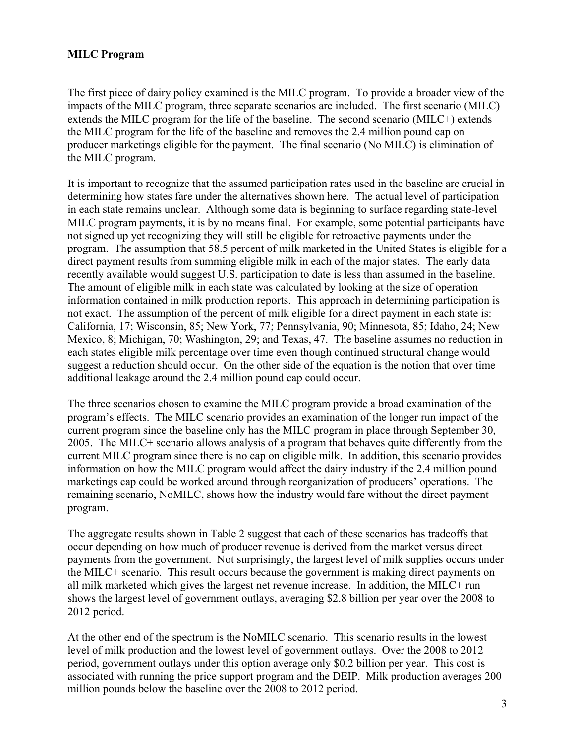**MILC Program**

The first piece of dairy policy examined is the MILC program. To provide a broader view of the impacts of the MILC program, three separate scenarios are included. The first scenario (MILC) extends the MILC program for the life of the baseline. The second scenario (MILC+) extends the MILC program for the life of the baseline and removes the 2.4 million pound cap on producer marketings eligible for the payment. The final scenario (No MILC) is elimination of the MILC program.

It is important to recognize that the assumed participation rates used in the baseline are crucial in determining how states fare under the alternatives shown here. The actual level of participation in each state remains unclear. Although some data is beginning to surface regarding state-level MILC program payments, it is by no means final. For example, some potential participants have not signed up yet recognizing they will still be eligible for retroactive payments under the program. The assumption that 58.5 percent of milk marketed in the United States is eligible for a direct payment results from summing eligible milk in each of the major states. The early data recently available would suggest U.S. participation to date is less than assumed in the baseline. The amount of eligible milk in each state was calculated by looking at the size of operation information contained in milk production reports. This approach in determining participation is not exact. The assumption of the percent of milk eligible for a direct payment in each state is: California, 17; Wisconsin, 85; New York, 77; Pennsylvania, 90; Minnesota, 85; Idaho, 24; New Mexico, 8; Michigan, 70; Washington, 29; and Texas, 47. The baseline assumes no reduction in each states eligible milk percentage over time even though continued structural change would suggest a reduction should occur. On the other side of the equation is the notion that over time additional leakage around the 2.4 million pound cap could occur.

The three scenarios chosen to examine the MILC program provide a broad examination of the program's effects. The MILC scenario provides an examination of the longer run impact of the current program since the baseline only has the MILC program in place through September 30, 2005. The MILC+ scenario allows analysis of a program that behaves quite differently from the current MILC program since there is no cap on eligible milk. In addition, this scenario provides information on how the MILC program would affect the dairy industry if the 2.4 million pound marketings cap could be worked around through reorganization of producers' operations. The remaining scenario, NoMILC, shows how the industry would fare without the direct payment program.

The aggregate results shown in Table 2 suggest that each of these scenarios has tradeoffs that occur depending on how much of producer revenue is derived from the market versus direct payments from the government. Not surprisingly, the largest level of milk supplies occurs under the MILC+ scenario. This result occurs because the government is making direct payments on all milk marketed which gives the largest net revenue increase. In addition, the MILC+ run shows the largest level of government outlays, averaging $2.8 billion per year over the 2008 to 2012 period.

At the other end of the spectrum is the NoMILC scenario. This scenario results in the lowest level of milk production and the lowest level of government outlays. Over the 2008 to 2012 period, government outlays under this option average only $0.2 billion per year. This cost is associated with running the price support program and the DEIP. Milk production averages 200 million pounds below the baseline over the 2008 to 2012 period.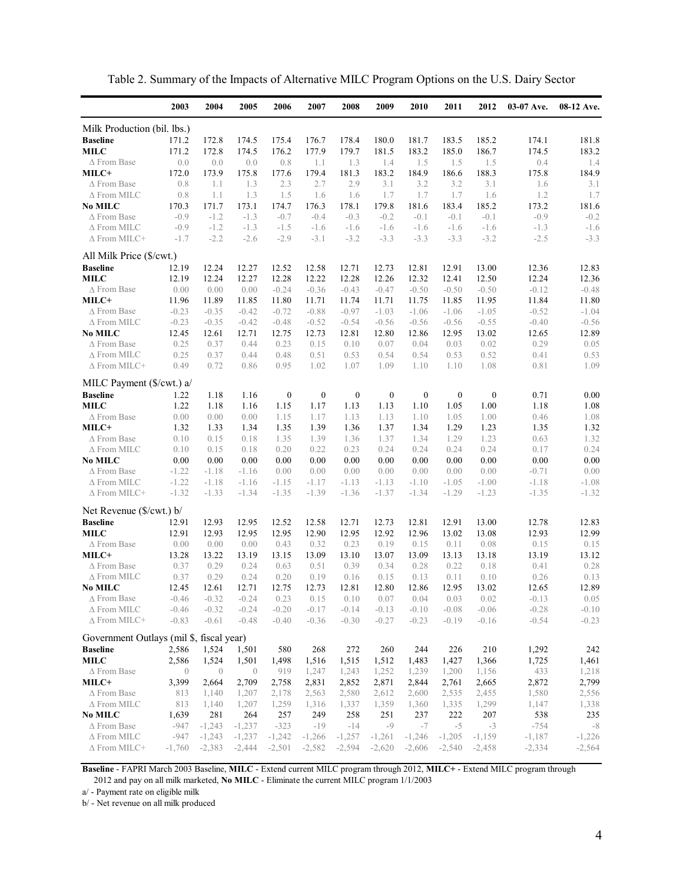Table 2. Summary of the Impacts of Alternative MILC Program Options on the U.S. Dairy Sector

| | 2003 | 2004 | 2005 | 2006 | 2007 | 2008 | 2009 | 2010 | 2011 | 2012 | 03-07 Ave. | 08-12 Ave. |
|---|---|---|---|---|---|---|---|---|---|---|---|---|
| Milk Production (bil. lbs.) | | | | | | | | | | | | |
| **Baseline** | 171.2 | 172.8 | 174.5 | 175.4 | 176.7 | 178.4 | 180.0 | 181.7 | 183.5 | 185.2 | 174.1 | 181.8 |
| **MILC** | 171.2 | 172.8 | 174.5 | 176.2 | 177.9 | 179.7 | 181.5 | 183.2 | 185.0 | 186.7 | 174.5 | 183.2 |
| Δ From Base | 0.0 | 0.0 | 0.0 | 0.8 | 1.1 | 1.3 | 1.4 | 1.5 | 1.5 | 1.5 | 0.4 | 1.4 |
| **MILC+** | 172.0 | 173.9 | 175.8 | 177.6 | 179.4 | 181.3 | 183.2 | 184.9 | 186.6 | 188.3 | 175.8 | 184.9 |
| Δ From Base | 0.8 | 1.1 | 1.3 | 2.3 | 2.7 | 2.9 | 3.1 | 3.2 | 3.2 | 3.1 | 1.6 | 3.1 |
| Δ From MILC | 0.8 | 1.1 | 1.3 | 1.5 | 1.6 | 1.6 | 1.7 | 1.7 | 1.7 | 1.6 | 1.2 | 1.7 |
| **No MILC** | 170.3 | 171.7 | 173.1 | 174.7 | 176.3 | 178.1 | 179.8 | 181.6 | 183.4 | 185.2 | 173.2 | 181.6 |
| Δ From Base | -0.9 | -1.2 | -1.3 | -0.7 | -0.4 | -0.3 | -0.2 | -0.1 | -0.1 | -0.1 | -0.9 | -0.2 |
| Δ From MILC | -0.9 | -1.2 | -1.3 | -1.5 | -1.6 | -1.6 | -1.6 | -1.6 | -1.6 | -1.6 | -1.3 | -1.6 |
| Δ From MILC+ | -1.7 | -2.2 | -2.6 | -2.9 | -3.1 | -3.2 | -3.3 | -3.3 | -3.3 | -3.2 | -2.5 | -3.3 |
| All Milk Price ($/cwt.) | | | | | | | | | | | | |
| **Baseline** | 12.19 | 12.24 | 12.27 | 12.52 | 12.58 | 12.71 | 12.73 | 12.81 | 12.91 | 13.00 | 12.36 | 12.83 |
| **MILC** | 12.19 | 12.24 | 12.27 | 12.28 | 12.22 | 12.28 | 12.26 | 12.32 | 12.41 | 12.50 | 12.24 | 12.36 |
| Δ From Base | 0.00 | 0.00 | 0.00 | -0.24 | -0.36 | -0.43 | -0.47 | -0.50 | -0.50 | -0.50 | -0.12 | -0.48 |
| **MILC+** | 11.96 | 11.89 | 11.85 | 11.80 | 11.71 | 11.74 | 11.71 | 11.75 | 11.85 | 11.95 | 11.84 | 11.80 |
| Δ From Base | -0.23 | -0.35 | -0.42 | -0.72 | -0.88 | -0.97 | -1.03 | -1.06 | -1.06 | -1.05 | -0.52 | -1.04 |
| Δ From MILC | -0.23 | -0.35 | -0.42 | -0.48 | -0.52 | -0.54 | -0.56 | -0.56 | -0.56 | -0.55 | -0.40 | -0.56 |
| **No MILC** | 12.45 | 12.61 | 12.71 | 12.75 | 12.73 | 12.81 | 12.80 | 12.86 | 12.95 | 13.02 | 12.65 | 12.89 |
| Δ From Base | 0.25 | 0.37 | 0.44 | 0.23 | 0.15 | 0.10 | 0.07 | 0.04 | 0.03 | 0.02 | 0.29 | 0.05 |
| Δ From MILC | 0.25 | 0.37 | 0.44 | 0.48 | 0.51 | 0.53 | 0.54 | 0.54 | 0.53 | 0.52 | 0.41 | 0.53 |
| Δ From MILC+ | 0.49 | 0.72 | 0.86 | 0.95 | 1.02 | 1.07 | 1.09 | 1.10 | 1.10 | 1.08 | 0.81 | 1.09 |
| MILC Payment ($/cwt.) a/ | | | | | | | | | | | | |
| **Baseline** | 1.22 | 1.18 | 1.16 | 0 | 0 | 0 | 0 | 0 | 0 | 0 | 0.71 | 0.00 |
| **MILC** | 1.22 | 1.18 | 1.16 | 1.15 | 1.17 | 1.13 | 1.13 | 1.10 | 1.05 | 1.00 | 1.18 | 1.08 |
| Δ From Base | 0.00 | 0.00 | 0.00 | 1.15 | 1.17 | 1.13 | 1.13 | 1.10 | 1.05 | 1.00 | 0.46 | 1.08 |
| **MILC+** | 1.32 | 1.33 | 1.34 | 1.35 | 1.39 | 1.36 | 1.37 | 1.34 | 1.29 | 1.23 | 1.35 | 1.32 |
| Δ From Base | 0.10 | 0.15 | 0.18 | 1.35 | 1.39 | 1.36 | 1.37 | 1.34 | 1.29 | 1.23 | 0.63 | 1.32 |
| Δ From MILC | 0.10 | 0.15 | 0.18 | 0.20 | 0.22 | 0.23 | 0.24 | 0.24 | 0.24 | 0.24 | 0.17 | 0.24 |
| **No MILC** | 0.00 | 0.00 | 0.00 | 0.00 | 0.00 | 0.00 | 0.00 | 0.00 | 0.00 | 0.00 | 0.00 | 0.00 |
| Δ From Base | -1.22 | -1.18 | -1.16 | 0.00 | 0.00 | 0.00 | 0.00 | 0.00 | 0.00 | 0.00 | -0.71 | 0.00 |
| Δ From MILC | -1.22 | -1.18 | -1.16 | -1.15 | -1.17 | -1.13 | -1.13 | -1.10 | -1.05 | -1.00 | -1.18 | -1.08 |
| Δ From MILC+ | -1.32 | -1.33 | -1.34 | -1.35 | -1.39 | -1.36 | -1.37 | -1.34 | -1.29 | -1.23 | -1.35 | -1.32 |
| Net Revenue ($/cwt.) b/ | | | | | | | | | | | | |
| **Baseline** | 12.91 | 12.93 | 12.95 | 12.52 | 12.58 | 12.71 | 12.73 | 12.81 | 12.91 | 13.00 | 12.78 | 12.83 |
| **MILC** | 12.91 | 12.93 | 12.95 | 12.95 | 12.90 | 12.95 | 12.92 | 12.96 | 13.02 | 13.08 | 12.93 | 12.99 |
| Δ From Base | 0.00 | 0.00 | 0.00 | 0.43 | 0.32 | 0.23 | 0.19 | 0.15 | 0.11 | 0.08 | 0.15 | 0.15 |
| **MILC+** | 13.28 | 13.22 | 13.19 | 13.15 | 13.09 | 13.10 | 13.07 | 13.09 | 13.13 | 13.18 | 13.19 | 13.12 |
| Δ From Base | 0.37 | 0.29 | 0.24 | 0.63 | 0.51 | 0.39 | 0.34 | 0.28 | 0.22 | 0.18 | 0.41 | 0.28 |
| Δ From MILC | 0.37 | 0.29 | 0.24 | 0.20 | 0.19 | 0.16 | 0.15 | 0.13 | 0.11 | 0.10 | 0.26 | 0.13 |
| **No MILC** | 12.45 | 12.61 | 12.71 | 12.75 | 12.73 | 12.81 | 12.80 | 12.86 | 12.95 | 13.02 | 12.65 | 12.89 |
| Δ From Base | -0.46 | -0.32 | -0.24 | 0.23 | 0.15 | 0.10 | 0.07 | 0.04 | 0.03 | 0.02 | -0.13 | 0.05 |
| Δ From MILC | -0.46 | -0.32 | -0.24 | -0.20 | -0.17 | -0.14 | -0.13 | -0.10 | -0.08 | -0.06 | -0.28 | -0.10 |
| Δ From MILC+ | -0.83 | -0.61 | -0.48 | -0.40 | -0.36 | -0.30 | -0.27 | -0.23 | -0.19 | -0.16 | -0.54 | -0.23 |
| Government Outlays (mil $, fiscal year) | | | | | | | | | | | | |
| **Baseline** | 2,586 | 1,524 | 1,501 | 580 | 268 | 272 | 260 | 244 | 226 | 210 | 1,292 | 242 |
| **MILC** | 2,586 | 1,524 | 1,501 | 1,498 | 1,516 | 1,515 | 1,512 | 1,483 | 1,427 | 1,366 | 1,725 | 1,461 |
| Δ From Base | 0 | 0 | 0 | 919 | 1,247 | 1,243 | 1,252 | 1,239 | 1,200 | 1,156 | 433 | 1,218 |
| **MILC+** | 3,399 | 2,664 | 2,709 | 2,758 | 2,831 | 2,852 | 2,871 | 2,844 | 2,761 | 2,665 | 2,872 | 2,799 |
| Δ From Base | 813 | 1,140 | 1,207 | 2,178 | 2,563 | 2,580 | 2,612 | 2,600 | 2,535 | 2,455 | 1,580 | 2,556 |
| Δ From MILC | 813 | 1,140 | 1,207 | 1,259 | 1,316 | 1,337 | 1,359 | 1,360 | 1,335 | 1,299 | 1,147 | 1,338 |
| **No MILC** | 1,639 | 281 | 264 | 257 | 249 | 258 | 251 | 237 | 222 | 207 | 538 | 235 |
| Δ From Base | -947 | -1,243 | -1,237 | -323 | -19 | -14 | -9 | -7 | -5 | -3 | -754 | -8 |
| Δ From MILC | -947 | -1,243 | -1,237 | -1,242 | -1,266 | -1,257 | -1,261 | -1,246 | -1,205 | -1,159 | -1,187 | -1,226 |
| Δ From MILC+ | -1,760 | -2,383 | -2,444 | -2,501 | -2,582 | -2,594 | -2,620 | -2,606 | -2,540 | -2,458 | -2,334 | -2,564 |

**Baseline** - FAPRI March 2003 Baseline, **MILC** - Extend current MILC program through 2012, **MILC+** - Extend MILC program through 2012 and pay on all milk marketed, **No MILC** - Eliminate the current MILC program 1/1/2003

a/ - Payment rate on eligible milk

b/ - Net revenue on all milk produced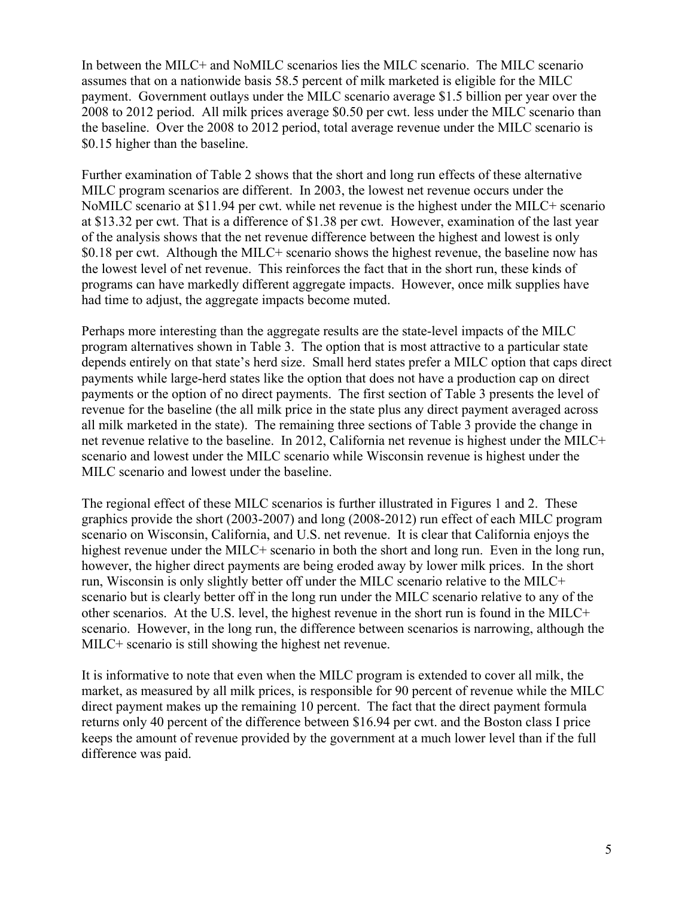In between the MILC+ and NoMILC scenarios lies the MILC scenario. The MILC scenario assumes that on a nationwide basis 58.5 percent of milk marketed is eligible for the MILC payment. Government outlays under the MILC scenario average $1.5 billion per year over the 2008 to 2012 period. All milk prices average $0.50 per cwt. less under the MILC scenario than the baseline. Over the 2008 to 2012 period, total average revenue under the MILC scenario is $0.15 higher than the baseline.

Further examination of Table 2 shows that the short and long run effects of these alternative MILC program scenarios are different. In 2003, the lowest net revenue occurs under the NoMILC scenario at $11.94 per cwt. while net revenue is the highest under the MILC+ scenario at $13.32 per cwt. That is a difference of $1.38 per cwt. However, examination of the last year of the analysis shows that the net revenue difference between the highest and lowest is only $0.18 per cwt. Although the MILC+ scenario shows the highest revenue, the baseline now has the lowest level of net revenue. This reinforces the fact that in the short run, these kinds of programs can have markedly different aggregate impacts. However, once milk supplies have had time to adjust, the aggregate impacts become muted.

Perhaps more interesting than the aggregate results are the state-level impacts of the MILC program alternatives shown in Table 3. The option that is most attractive to a particular state depends entirely on that state's herd size. Small herd states prefer a MILC option that caps direct payments while large-herd states like the option that does not have a production cap on direct payments or the option of no direct payments. The first section of Table 3 presents the level of revenue for the baseline (the all milk price in the state plus any direct payment averaged across all milk marketed in the state). The remaining three sections of Table 3 provide the change in net revenue relative to the baseline. In 2012, California net revenue is highest under the MILC+ scenario and lowest under the MILC scenario while Wisconsin revenue is highest under the MILC scenario and lowest under the baseline.

The regional effect of these MILC scenarios is further illustrated in Figures 1 and 2. These graphics provide the short (2003-2007) and long (2008-2012) run effect of each MILC program scenario on Wisconsin, California, and U.S. net revenue. It is clear that California enjoys the highest revenue under the MILC+ scenario in both the short and long run. Even in the long run, however, the higher direct payments are being eroded away by lower milk prices. In the short run, Wisconsin is only slightly better off under the MILC scenario relative to the MILC+ scenario but is clearly better off in the long run under the MILC scenario relative to any of the other scenarios. At the U.S. level, the highest revenue in the short run is found in the MILC+ scenario. However, in the long run, the difference between scenarios is narrowing, although the MILC+ scenario is still showing the highest net revenue.

It is informative to note that even when the MILC program is extended to cover all milk, the market, as measured by all milk prices, is responsible for 90 percent of revenue while the MILC direct payment makes up the remaining 10 percent. The fact that the direct payment formula returns only 40 percent of the difference between $16.94 per cwt. and the Boston class I price keeps the amount of revenue provided by the government at a much lower level than if the full difference was paid.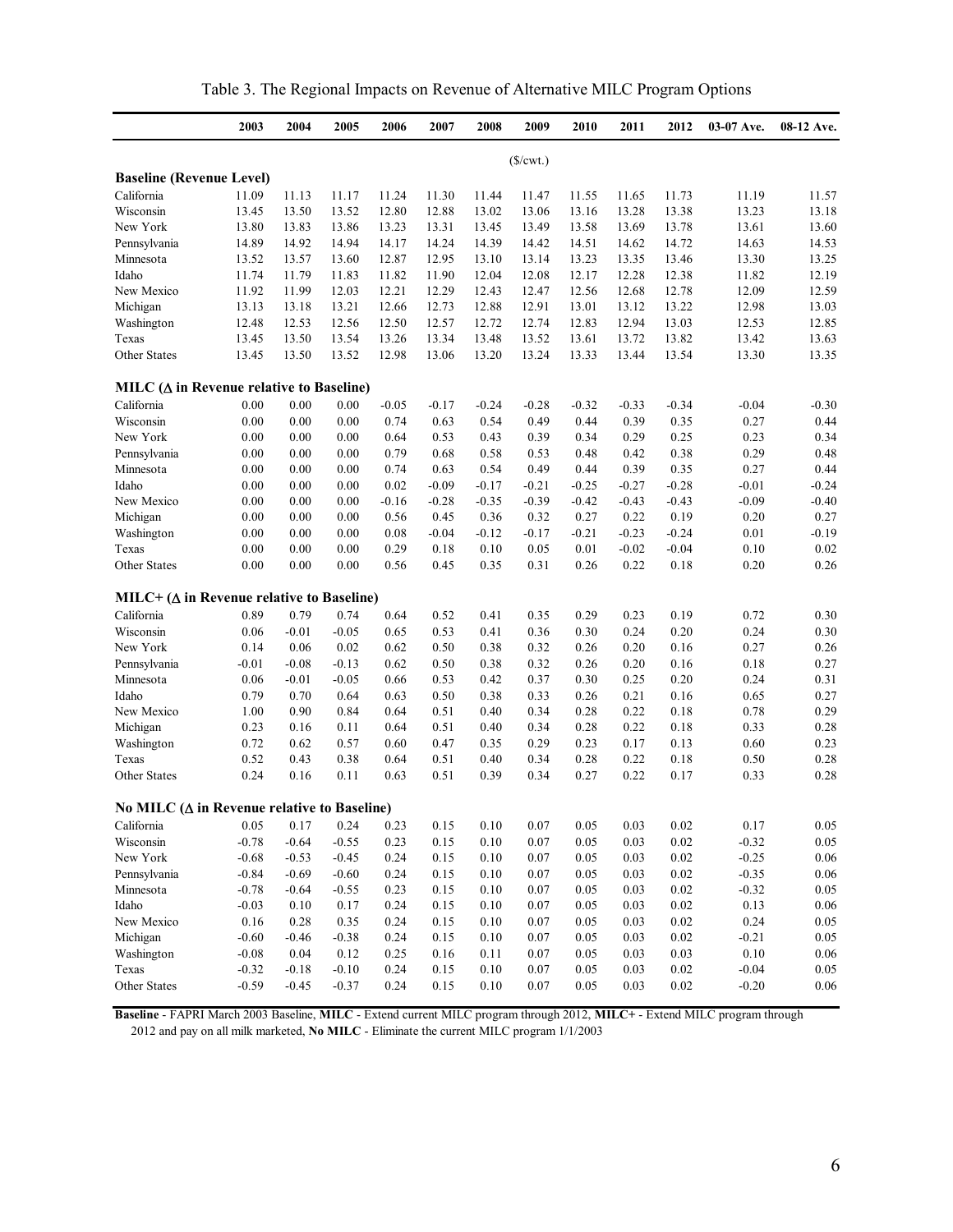Table 3. The Regional Impacts on Revenue of Alternative MILC Program Options

| | 2003 | 2004 | 2005 | 2006 | 2007 | 2008 | 2009 | 2010 | 2011 | 2012 | 03-07 Ave. | 08-12 Ave. |
|---|---|---|---|---|---|---|---|---|---|---|---|---|
| | | | | | | | ($/cwt.) | | | | | |
| **Baseline (Revenue Level)** | | | | | | | | | | | | |
| California | 11.09 | 11.13 | 11.17 | 11.24 | 11.30 | 11.44 | 11.47 | 11.55 | 11.65 | 11.73 | 11.19 | 11.57 |
| Wisconsin | 13.45 | 13.50 | 13.52 | 12.80 | 12.88 | 13.02 | 13.06 | 13.16 | 13.28 | 13.38 | 13.23 | 13.18 |
| New York | 13.80 | 13.83 | 13.86 | 13.23 | 13.31 | 13.45 | 13.49 | 13.58 | 13.69 | 13.78 | 13.61 | 13.60 |
| Pennsylvania | 14.89 | 14.92 | 14.94 | 14.17 | 14.24 | 14.39 | 14.42 | 14.51 | 14.62 | 14.72 | 14.63 | 14.53 |
| Minnesota | 13.52 | 13.57 | 13.60 | 12.87 | 12.95 | 13.10 | 13.14 | 13.23 | 13.35 | 13.46 | 13.30 | 13.25 |
| Idaho | 11.74 | 11.79 | 11.83 | 11.82 | 11.90 | 12.04 | 12.08 | 12.17 | 12.28 | 12.38 | 11.82 | 12.19 |
| New Mexico | 11.92 | 11.99 | 12.03 | 12.21 | 12.29 | 12.43 | 12.47 | 12.56 | 12.68 | 12.78 | 12.09 | 12.59 |
| Michigan | 13.13 | 13.18 | 13.21 | 12.66 | 12.73 | 12.88 | 12.91 | 13.01 | 13.12 | 13.22 | 12.98 | 13.03 |
| Washington | 12.48 | 12.53 | 12.56 | 12.50 | 12.57 | 12.72 | 12.74 | 12.83 | 12.94 | 13.03 | 12.53 | 12.85 |
| Texas | 13.45 | 13.50 | 13.54 | 13.26 | 13.34 | 13.48 | 13.52 | 13.61 | 13.72 | 13.82 | 13.42 | 13.63 |
| Other States | 13.45 | 13.50 | 13.52 | 12.98 | 13.06 | 13.20 | 13.24 | 13.33 | 13.44 | 13.54 | 13.30 | 13.35 |
| **MILC (Δ in Revenue relative to Baseline)** | | | | | | | | | | | | |
| California | 0.00 | 0.00 | 0.00 | -0.05 | -0.17 | -0.24 | -0.28 | -0.32 | -0.33 | -0.34 | -0.04 | -0.30 |
| Wisconsin | 0.00 | 0.00 | 0.00 | 0.74 | 0.63 | 0.54 | 0.49 | 0.44 | 0.39 | 0.35 | 0.27 | 0.44 |
| New York | 0.00 | 0.00 | 0.00 | 0.64 | 0.53 | 0.43 | 0.39 | 0.34 | 0.29 | 0.25 | 0.23 | 0.34 |
| Pennsylvania | 0.00 | 0.00 | 0.00 | 0.79 | 0.68 | 0.58 | 0.53 | 0.48 | 0.42 | 0.38 | 0.29 | 0.48 |
| Minnesota | 0.00 | 0.00 | 0.00 | 0.74 | 0.63 | 0.54 | 0.49 | 0.44 | 0.39 | 0.35 | 0.27 | 0.44 |
| Idaho | 0.00 | 0.00 | 0.00 | 0.02 | -0.09 | -0.17 | -0.21 | -0.25 | -0.27 | -0.28 | -0.01 | -0.24 |
| New Mexico | 0.00 | 0.00 | 0.00 | -0.16 | -0.28 | -0.35 | -0.39 | -0.42 | -0.43 | -0.43 | -0.09 | -0.40 |
| Michigan | 0.00 | 0.00 | 0.00 | 0.56 | 0.45 | 0.36 | 0.32 | 0.27 | 0.22 | 0.19 | 0.20 | 0.27 |
| Washington | 0.00 | 0.00 | 0.00 | 0.08 | -0.04 | -0.12 | -0.17 | -0.21 | -0.23 | -0.24 | 0.01 | -0.19 |
| Texas | 0.00 | 0.00 | 0.00 | 0.29 | 0.18 | 0.10 | 0.05 | 0.01 | -0.02 | -0.04 | 0.10 | 0.02 |
| Other States | 0.00 | 0.00 | 0.00 | 0.56 | 0.45 | 0.35 | 0.31 | 0.26 | 0.22 | 0.18 | 0.20 | 0.26 |
| **MILC+ (Δ in Revenue relative to Baseline)** | | | | | | | | | | | | |
| California | 0.89 | 0.79 | 0.74 | 0.64 | 0.52 | 0.41 | 0.35 | 0.29 | 0.23 | 0.19 | 0.72 | 0.30 |
| Wisconsin | 0.06 | -0.01 | -0.05 | 0.65 | 0.53 | 0.41 | 0.36 | 0.30 | 0.24 | 0.20 | 0.24 | 0.30 |
| New York | 0.14 | 0.06 | 0.02 | 0.62 | 0.50 | 0.38 | 0.32 | 0.26 | 0.20 | 0.16 | 0.27 | 0.26 |
| Pennsylvania | -0.01 | -0.08 | -0.13 | 0.62 | 0.50 | 0.38 | 0.32 | 0.26 | 0.20 | 0.16 | 0.18 | 0.27 |
| Minnesota | 0.06 | -0.01 | -0.05 | 0.66 | 0.53 | 0.42 | 0.37 | 0.30 | 0.25 | 0.20 | 0.24 | 0.31 |
| Idaho | 0.79 | 0.70 | 0.64 | 0.63 | 0.50 | 0.38 | 0.33 | 0.26 | 0.21 | 0.16 | 0.65 | 0.27 |
| New Mexico | 1.00 | 0.90 | 0.84 | 0.64 | 0.51 | 0.40 | 0.34 | 0.28 | 0.22 | 0.18 | 0.78 | 0.29 |
| Michigan | 0.23 | 0.16 | 0.11 | 0.64 | 0.51 | 0.40 | 0.34 | 0.28 | 0.22 | 0.18 | 0.33 | 0.28 |
| Washington | 0.72 | 0.62 | 0.57 | 0.60 | 0.47 | 0.35 | 0.29 | 0.23 | 0.17 | 0.13 | 0.60 | 0.23 |
| Texas | 0.52 | 0.43 | 0.38 | 0.64 | 0.51 | 0.40 | 0.34 | 0.28 | 0.22 | 0.18 | 0.50 | 0.28 |
| Other States | 0.24 | 0.16 | 0.11 | 0.63 | 0.51 | 0.39 | 0.34 | 0.27 | 0.22 | 0.17 | 0.33 | 0.28 |
| **No MILC (Δ in Revenue relative to Baseline)** | | | | | | | | | | | | |
| California | 0.05 | 0.17 | 0.24 | 0.23 | 0.15 | 0.10 | 0.07 | 0.05 | 0.03 | 0.02 | 0.17 | 0.05 |
| Wisconsin | -0.78 | -0.64 | -0.55 | 0.23 | 0.15 | 0.10 | 0.07 | 0.05 | 0.03 | 0.02 | -0.32 | 0.05 |
| New York | -0.68 | -0.53 | -0.45 | 0.24 | 0.15 | 0.10 | 0.07 | 0.05 | 0.03 | 0.02 | -0.25 | 0.06 |
| Pennsylvania | -0.84 | -0.69 | -0.60 | 0.24 | 0.15 | 0.10 | 0.07 | 0.05 | 0.03 | 0.02 | -0.35 | 0.06 |
| Minnesota | -0.78 | -0.64 | -0.55 | 0.23 | 0.15 | 0.10 | 0.07 | 0.05 | 0.03 | 0.02 | -0.32 | 0.05 |
| Idaho | -0.03 | 0.10 | 0.17 | 0.24 | 0.15 | 0.10 | 0.07 | 0.05 | 0.03 | 0.02 | 0.13 | 0.06 |
| New Mexico | 0.16 | 0.28 | 0.35 | 0.24 | 0.15 | 0.10 | 0.07 | 0.05 | 0.03 | 0.02 | 0.24 | 0.05 |
| Michigan | -0.60 | -0.46 | -0.38 | 0.24 | 0.15 | 0.10 | 0.07 | 0.05 | 0.03 | 0.02 | -0.21 | 0.05 |
| Washington | -0.08 | 0.04 | 0.12 | 0.25 | 0.16 | 0.11 | 0.07 | 0.05 | 0.03 | 0.03 | 0.10 | 0.06 |
| Texas | -0.32 | -0.18 | -0.10 | 0.24 | 0.15 | 0.10 | 0.07 | 0.05 | 0.03 | 0.02 | -0.04 | 0.05 |
| Other States | -0.59 | -0.45 | -0.37 | 0.24 | 0.15 | 0.10 | 0.07 | 0.05 | 0.03 | 0.02 | -0.20 | 0.06 |

**Baseline** - FAPRI March 2003 Baseline, **MILC** - Extend current MILC program through 2012, **MILC+** - Extend MILC program through 2012 and pay on all milk marketed, **No MILC** - Eliminate the current MILC program 1/1/2003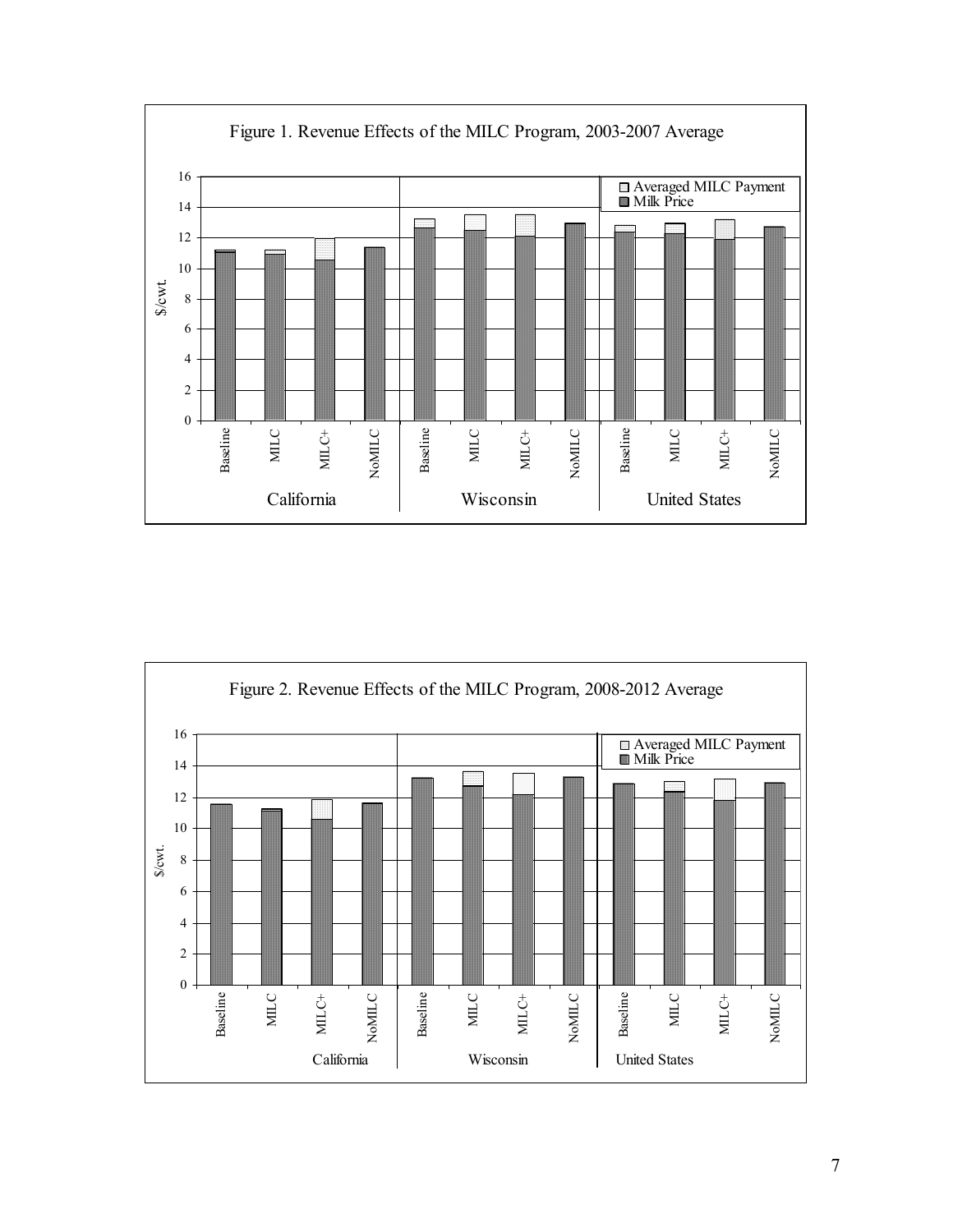Figure 1. Revenue Effects of the MILC Program, 2003-2007 Average

Figure 2. Revenue Effects of the MILC Program, 2008-2012 Average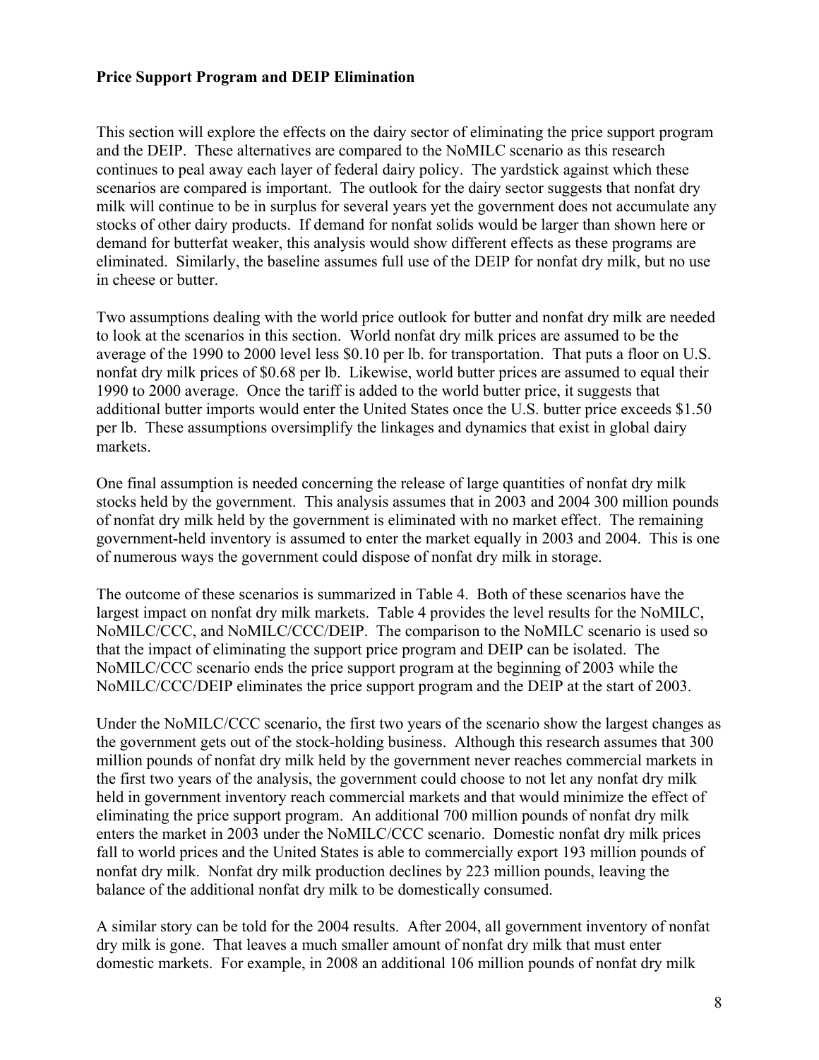**Price Support Program and DEIP Elimination**

This section will explore the effects on the dairy sector of eliminating the price support program and the DEIP. These alternatives are compared to the NoMILC scenario as this research continues to peal away each layer of federal dairy policy. The yardstick against which these scenarios are compared is important. The outlook for the dairy sector suggests that nonfat dry milk will continue to be in surplus for several years yet the government does not accumulate any stocks of other dairy products. If demand for nonfat solids would be larger than shown here or demand for butterfat weaker, this analysis would show different effects as these programs are eliminated. Similarly, the baseline assumes full use of the DEIP for nonfat dry milk, but no use in cheese or butter.

Two assumptions dealing with the world price outlook for butter and nonfat dry milk are needed to look at the scenarios in this section. World nonfat dry milk prices are assumed to be the average of the 1990 to 2000 level less $0.10 per lb. for transportation. That puts a floor on U.S. nonfat dry milk prices of $0.68 per lb. Likewise, world butter prices are assumed to equal their 1990 to 2000 average. Once the tariff is added to the world butter price, it suggests that additional butter imports would enter the United States once the U.S. butter price exceeds $1.50 per lb. These assumptions oversimplify the linkages and dynamics that exist in global dairy markets.

One final assumption is needed concerning the release of large quantities of nonfat dry milk stocks held by the government. This analysis assumes that in 2003 and 2004 300 million pounds of nonfat dry milk held by the government is eliminated with no market effect. The remaining government-held inventory is assumed to enter the market equally in 2003 and 2004. This is one of numerous ways the government could dispose of nonfat dry milk in storage.

The outcome of these scenarios is summarized in Table 4. Both of these scenarios have the largest impact on nonfat dry milk markets. Table 4 provides the level results for the NoMILC, NoMILC/CCC, and NoMILC/CCC/DEIP. The comparison to the NoMILC scenario is used so that the impact of eliminating the support price program and DEIP can be isolated. The NoMILC/CCC scenario ends the price support program at the beginning of 2003 while the NoMILC/CCC/DEIP eliminates the price support program and the DEIP at the start of 2003.

Under the NoMILC/CCC scenario, the first two years of the scenario show the largest changes as the government gets out of the stock-holding business. Although this research assumes that 300 million pounds of nonfat dry milk held by the government never reaches commercial markets in the first two years of the analysis, the government could choose to not let any nonfat dry milk held in government inventory reach commercial markets and that would minimize the effect of eliminating the price support program. An additional 700 million pounds of nonfat dry milk enters the market in 2003 under the NoMILC/CCC scenario. Domestic nonfat dry milk prices fall to world prices and the United States is able to commercially export 193 million pounds of nonfat dry milk. Nonfat dry milk production declines by 223 million pounds, leaving the balance of the additional nonfat dry milk to be domestically consumed.

A similar story can be told for the 2004 results. After 2004, all government inventory of nonfat dry milk is gone. That leaves a much smaller amount of nonfat dry milk that must enter domestic markets. For example, in 2008 an additional 106 million pounds of nonfat dry milk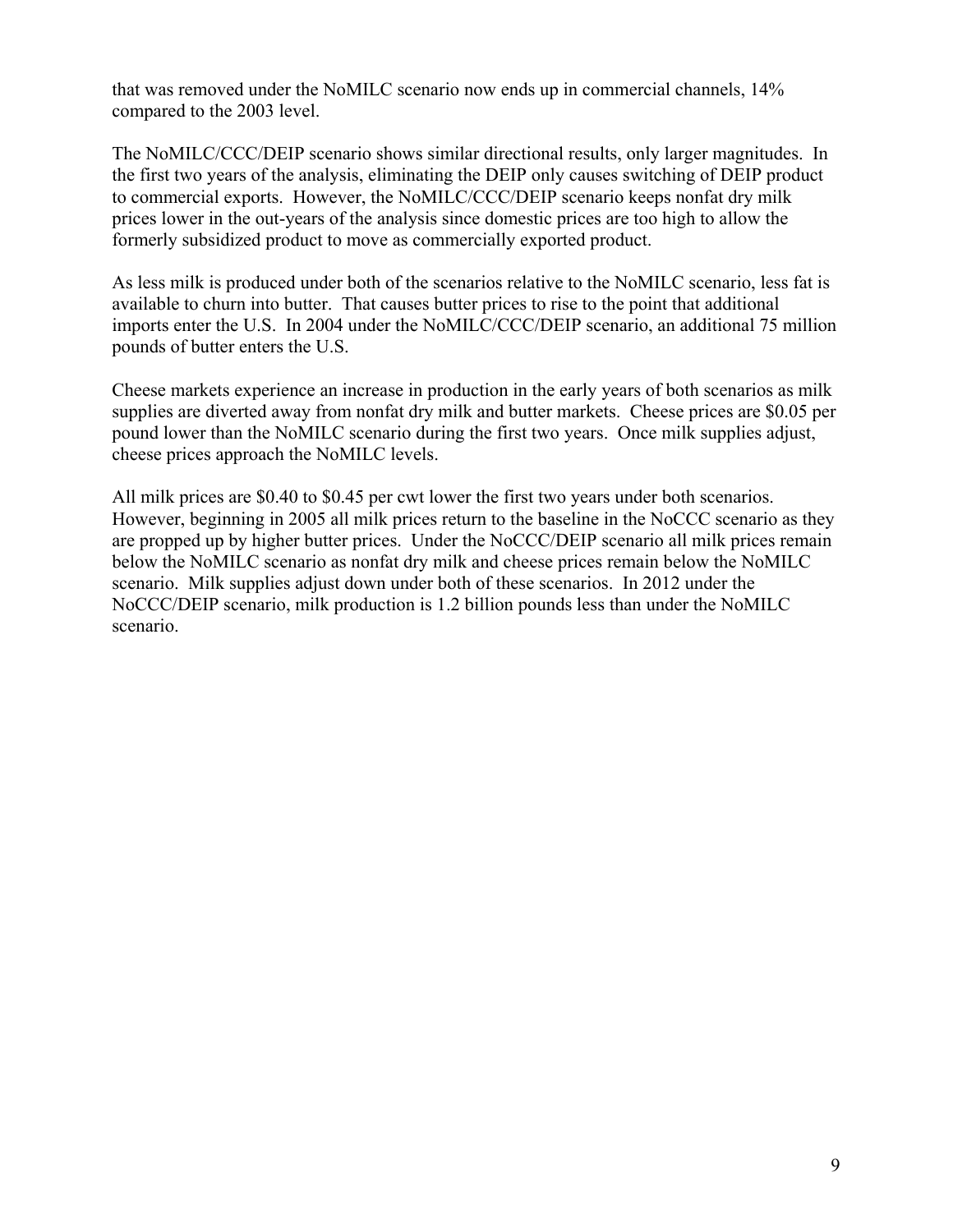that was removed under the NoMILC scenario now ends up in commercial channels, 14% compared to the 2003 level.

The NoMILC/CCC/DEIP scenario shows similar directional results, only larger magnitudes. In the first two years of the analysis, eliminating the DEIP only causes switching of DEIP product to commercial exports. However, the NoMILC/CCC/DEIP scenario keeps nonfat dry milk prices lower in the out-years of the analysis since domestic prices are too high to allow the formerly subsidized product to move as commercially exported product.

As less milk is produced under both of the scenarios relative to the NoMILC scenario, less fat is available to churn into butter. That causes butter prices to rise to the point that additional imports enter the U.S. In 2004 under the NoMILC/CCC/DEIP scenario, an additional 75 million pounds of butter enters the U.S.

Cheese markets experience an increase in production in the early years of both scenarios as milk supplies are diverted away from nonfat dry milk and butter markets. Cheese prices are $0.05 per pound lower than the NoMILC scenario during the first two years. Once milk supplies adjust, cheese prices approach the NoMILC levels.

All milk prices are $0.40 to $0.45 per cwt lower the first two years under both scenarios. However, beginning in 2005 all milk prices return to the baseline in the NoCCC scenario as they are propped up by higher butter prices. Under the NoCCC/DEIP scenario all milk prices remain below the NoMILC scenario as nonfat dry milk and cheese prices remain below the NoMILC scenario. Milk supplies adjust down under both of these scenarios. In 2012 under the NoCCC/DEIP scenario, milk production is 1.2 billion pounds less than under the NoMILC scenario.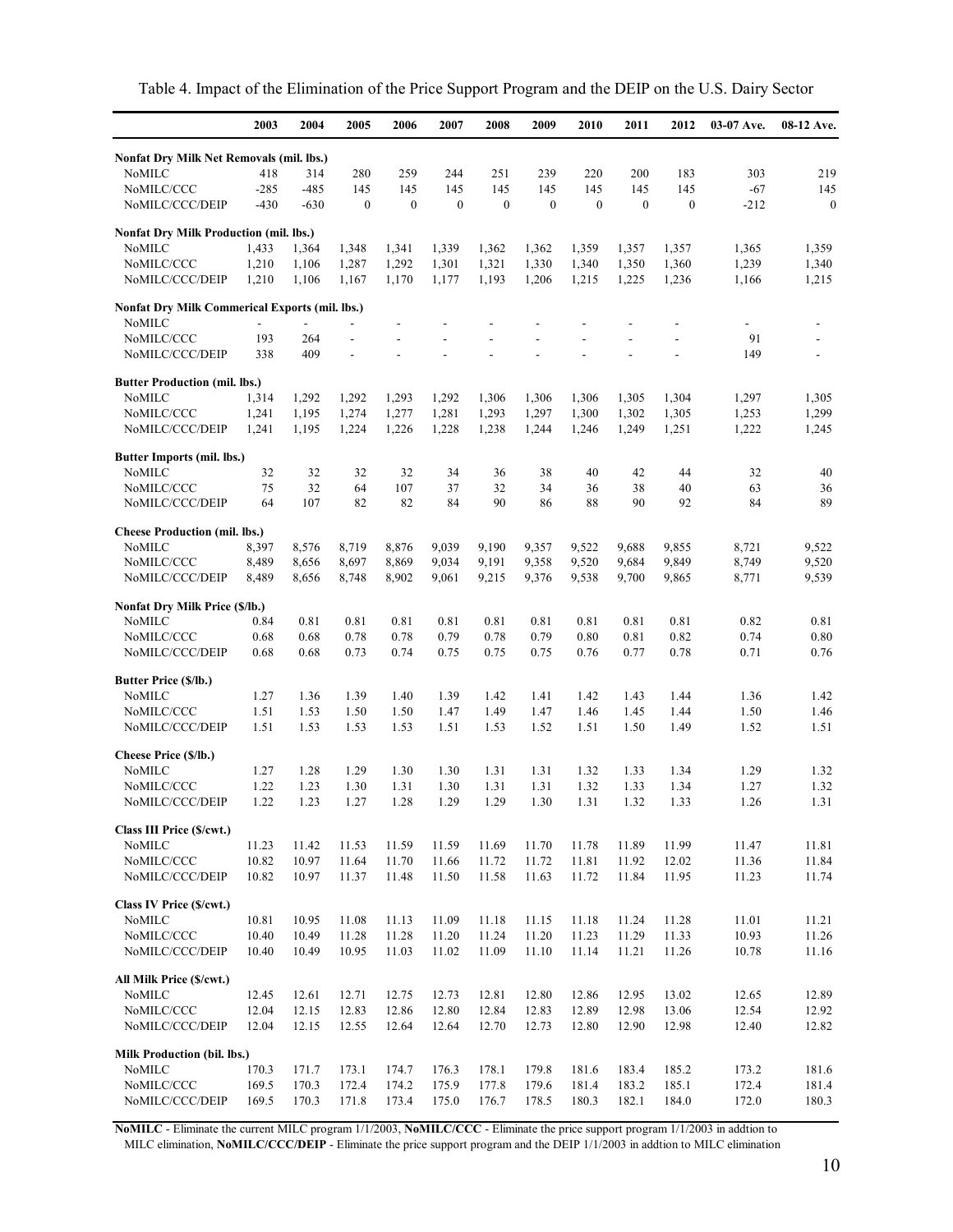Table 4. Impact of the Elimination of the Price Support Program and the DEIP on the U.S. Dairy Sector

| | 2003 | 2004 | 2005 | 2006 | 2007 | 2008 | 2009 | 2010 | 2011 | 2012 | 03-07 Ave. | 08-12 Ave. |
|---|---|---|---|---|---|---|---|---|---|---|---|---|
| **Nonfat Dry Milk Net Removals (mil. lbs.)** | | | | | | | | | | | | |
| NoMILC | 418 | 314 | 280 | 259 | 244 | 251 | 239 | 220 | 200 | 183 | 303 | 219 |
| NoMILC/CCC | -285 | -485 | 145 | 145 | 145 | 145 | 145 | 145 | 145 | 145 | -67 | 145 |
| NoMILC/CCC/DEIP | -430 | -630 | 0 | 0 | 0 | 0 | 0 | 0 | 0 | 0 | -212 | 0 |
| **Nonfat Dry Milk Production (mil. lbs.)** | | | | | | | | | | | | |
| NoMILC | 1,433 | 1,364 | 1,348 | 1,341 | 1,339 | 1,362 | 1,362 | 1,359 | 1,357 | 1,357 | 1,365 | 1,359 |
| NoMILC/CCC | 1,210 | 1,106 | 1,287 | 1,292 | 1,301 | 1,321 | 1,330 | 1,340 | 1,350 | 1,360 | 1,239 | 1,340 |
| NoMILC/CCC/DEIP | 1,210 | 1,106 | 1,167 | 1,170 | 1,177 | 1,193 | 1,206 | 1,215 | 1,225 | 1,236 | 1,166 | 1,215 |
| **Nonfat Dry Milk Commerical Exports (mil. lbs.)** | | | | | | | | | | | | |
| NoMILC | - | - | - | - | - | - | - | - | - | - | - | - |
| NoMILC/CCC | 193 | 264 | - | - | - | - | - | - | - | - | 91 | - |
| NoMILC/CCC/DEIP | 338 | 409 | - | - | - | - | - | - | - | - | 149 | - |
| **Butter Production (mil. lbs.)** | | | | | | | | | | | | |
| NoMILC | 1,314 | 1,292 | 1,292 | 1,293 | 1,292 | 1,306 | 1,306 | 1,306 | 1,305 | 1,304 | 1,297 | 1,305 |
| NoMILC/CCC | 1,241 | 1,195 | 1,274 | 1,277 | 1,281 | 1,293 | 1,297 | 1,300 | 1,302 | 1,305 | 1,253 | 1,299 |
| NoMILC/CCC/DEIP | 1,241 | 1,195 | 1,224 | 1,226 | 1,228 | 1,238 | 1,244 | 1,246 | 1,249 | 1,251 | 1,222 | 1,245 |
| **Butter Imports (mil. lbs.)** | | | | | | | | | | | | |
| NoMILC | 32 | 32 | 32 | 32 | 34 | 36 | 38 | 40 | 42 | 44 | 32 | 40 |
| NoMILC/CCC | 75 | 32 | 64 | 107 | 37 | 32 | 34 | 36 | 38 | 40 | 63 | 36 |
| NoMILC/CCC/DEIP | 64 | 107 | 82 | 82 | 84 | 90 | 86 | 88 | 90 | 92 | 84 | 89 |
| **Cheese Production (mil. lbs.)** | | | | | | | | | | | | |
| NoMILC | 8,397 | 8,576 | 8,719 | 8,876 | 9,039 | 9,190 | 9,357 | 9,522 | 9,688 | 9,855 | 8,721 | 9,522 |
| NoMILC/CCC | 8,489 | 8,656 | 8,697 | 8,869 | 9,034 | 9,191 | 9,358 | 9,520 | 9,684 | 9,849 | 8,749 | 9,520 |
| NoMILC/CCC/DEIP | 8,489 | 8,656 | 8,748 | 8,902 | 9,061 | 9,215 | 9,376 | 9,538 | 9,700 | 9,865 | 8,771 | 9,539 |
| **Nonfat Dry Milk Price ($/lb.)** | | | | | | | | | | | | |
| NoMILC | 0.84 | 0.81 | 0.81 | 0.81 | 0.81 | 0.81 | 0.81 | 0.81 | 0.81 | 0.81 | 0.82 | 0.81 |
| NoMILC/CCC | 0.68 | 0.68 | 0.78 | 0.78 | 0.79 | 0.78 | 0.79 | 0.80 | 0.81 | 0.82 | 0.74 | 0.80 |
| NoMILC/CCC/DEIP | 0.68 | 0.68 | 0.73 | 0.74 | 0.75 | 0.75 | 0.75 | 0.76 | 0.77 | 0.78 | 0.71 | 0.76 |
| **Butter Price ($/lb.)** | | | | | | | | | | | | |
| NoMILC | 1.27 | 1.36 | 1.39 | 1.40 | 1.39 | 1.42 | 1.41 | 1.42 | 1.43 | 1.44 | 1.36 | 1.42 |
| NoMILC/CCC | 1.51 | 1.53 | 1.50 | 1.50 | 1.47 | 1.49 | 1.47 | 1.46 | 1.45 | 1.44 | 1.50 | 1.46 |
| NoMILC/CCC/DEIP | 1.51 | 1.53 | 1.53 | 1.53 | 1.51 | 1.53 | 1.52 | 1.51 | 1.50 | 1.49 | 1.52 | 1.51 |
| **Cheese Price ($/lb.)** | | | | | | | | | | | | |
| NoMILC | 1.27 | 1.28 | 1.29 | 1.30 | 1.30 | 1.31 | 1.31 | 1.32 | 1.33 | 1.34 | 1.29 | 1.32 |
| NoMILC/CCC | 1.22 | 1.23 | 1.30 | 1.31 | 1.30 | 1.31 | 1.31 | 1.32 | 1.33 | 1.34 | 1.27 | 1.32 |
| NoMILC/CCC/DEIP | 1.22 | 1.23 | 1.27 | 1.28 | 1.29 | 1.29 | 1.30 | 1.31 | 1.32 | 1.33 | 1.26 | 1.31 |
| **Class III Price ($/cwt.)** | | | | | | | | | | | | |
| NoMILC | 11.23 | 11.42 | 11.53 | 11.59 | 11.59 | 11.69 | 11.70 | 11.78 | 11.89 | 11.99 | 11.47 | 11.81 |
| NoMILC/CCC | 10.82 | 10.97 | 11.64 | 11.70 | 11.66 | 11.72 | 11.72 | 11.81 | 11.92 | 12.02 | 11.36 | 11.84 |
| NoMILC/CCC/DEIP | 10.82 | 10.97 | 11.37 | 11.48 | 11.50 | 11.58 | 11.63 | 11.72 | 11.84 | 11.95 | 11.23 | 11.74 |
| **Class IV Price ($/cwt.)** | | | | | | | | | | | | |
| NoMILC | 10.81 | 10.95 | 11.08 | 11.13 | 11.09 | 11.18 | 11.15 | 11.18 | 11.24 | 11.28 | 11.01 | 11.21 |
| NoMILC/CCC | 10.40 | 10.49 | 11.28 | 11.28 | 11.20 | 11.24 | 11.20 | 11.23 | 11.29 | 11.33 | 10.93 | 11.26 |
| NoMILC/CCC/DEIP | 10.40 | 10.49 | 10.95 | 11.03 | 11.02 | 11.09 | 11.10 | 11.14 | 11.21 | 11.26 | 10.78 | 11.16 |
| **All Milk Price ($/cwt.)** | | | | | | | | | | | | |
| NoMILC | 12.45 | 12.61 | 12.71 | 12.75 | 12.73 | 12.81 | 12.80 | 12.86 | 12.95 | 13.02 | 12.65 | 12.89 |
| NoMILC/CCC | 12.04 | 12.15 | 12.83 | 12.86 | 12.80 | 12.84 | 12.83 | 12.89 | 12.98 | 13.06 | 12.54 | 12.92 |
| NoMILC/CCC/DEIP | 12.04 | 12.15 | 12.55 | 12.64 | 12.64 | 12.70 | 12.73 | 12.80 | 12.90 | 12.98 | 12.40 | 12.82 |
| **Milk Production (bil. lbs.)** | | | | | | | | | | | | |
| NoMILC | 170.3 | 171.7 | 173.1 | 174.7 | 176.3 | 178.1 | 179.8 | 181.6 | 183.4 | 185.2 | 173.2 | 181.6 |
| NoMILC/CCC | 169.5 | 170.3 | 172.4 | 174.2 | 175.9 | 177.8 | 179.6 | 181.4 | 183.2 | 185.1 | 172.4 | 181.4 |
| NoMILC/CCC/DEIP | 169.5 | 170.3 | 171.8 | 173.4 | 175.0 | 176.7 | 178.5 | 180.3 | 182.1 | 184.0 | 172.0 | 180.3 |

**NoMILC** - Eliminate the current MILC program 1/1/2003, **NoMILC/CCC** - Eliminate the price support program 1/1/2003 in addtion to MILC elimination, **NoMILC/CCC/DEIP** - Eliminate the price support program and the DEIP 1/1/2003 in addtion to MILC elimination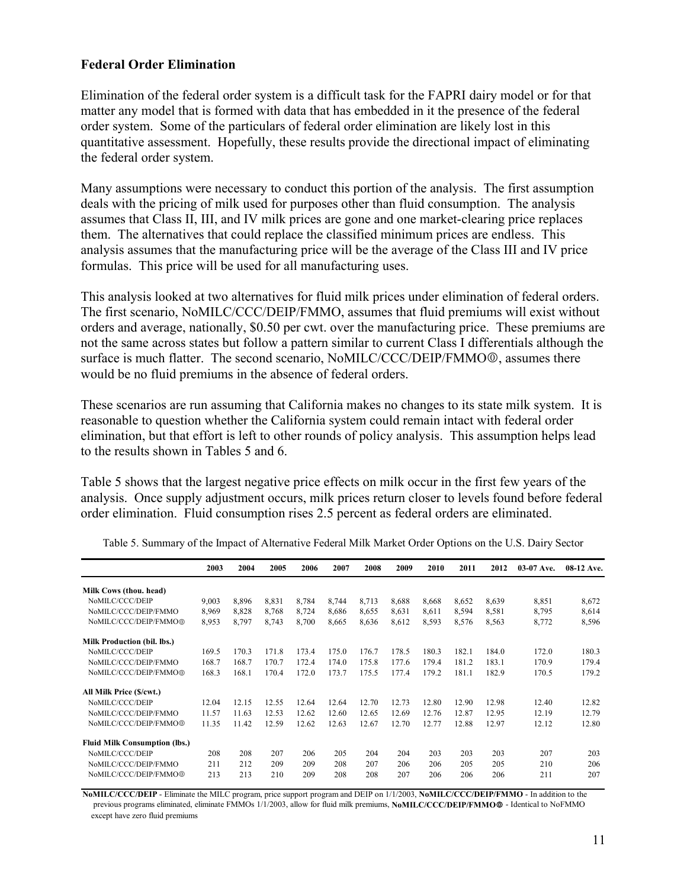### Federal Order Elimination

Elimination of the federal order system is a difficult task for the FAPRI dairy model or for that matter any model that is formed with data that has embedded in it the presence of the federal order system. Some of the particulars of federal order elimination are likely lost in this quantitative assessment. Hopefully, these results provide the directional impact of eliminating the federal order system.

Many assumptions were necessary to conduct this portion of the analysis. The first assumption deals with the pricing of milk used for purposes other than fluid consumption. The analysis assumes that Class II, III, and IV milk prices are gone and one market-clearing price replaces them. The alternatives that could replace the classified minimum prices are endless. This analysis assumes that the manufacturing price will be the average of the Class III and IV price formulas. This price will be used for all manufacturing uses.

This analysis looked at two alternatives for fluid milk prices under elimination of federal orders. The first scenario, NoMILC/CCC/DEIP/FMMO, assumes that fluid premiums will exist without orders and average, nationally, $0.50 per cwt. over the manufacturing price. These premiums are not the same across states but follow a pattern similar to current Class I differentials although the surface is much flatter. The second scenario, NoMILC/CCC/DEIP/FMMO⓪, assumes there would be no fluid premiums in the absence of federal orders.

These scenarios are run assuming that California makes no changes to its state milk system. It is reasonable to question whether the California system could remain intact with federal order elimination, but that effort is left to other rounds of policy analysis. This assumption helps lead to the results shown in Tables 5 and 6.

Table 5 shows that the largest negative price effects on milk occur in the first few years of the analysis. Once supply adjustment occurs, milk prices return closer to levels found before federal order elimination. Fluid consumption rises 2.5 percent as federal orders are eliminated.

Table 5. Summary of the Impact of Alternative Federal Milk Market Order Options on the U.S. Dairy Sector

| | 2003 | 2004 | 2005 | 2006 | 2007 | 2008 | 2009 | 2010 | 2011 | 2012 | 03-07 Ave. | 08-12 Ave. |
|---|---|---|---|---|---|---|---|---|---|---|---|---|
| **Milk Cows (thou. head)** | | | | | | | | | | | | |
| NoMILC/CCC/DEIP | 9,003 | 8,896 | 8,831 | 8,784 | 8,744 | 8,713 | 8,688 | 8,668 | 8,652 | 8,639 | 8,851 | 8,672 |
| NoMILC/CCC/DEIP/FMMO | 8,969 | 8,828 | 8,768 | 8,724 | 8,686 | 8,655 | 8,631 | 8,611 | 8,594 | 8,581 | 8,795 | 8,614 |
| NoMILC/CCC/DEIP/FMMO⓪ | 8,953 | 8,797 | 8,743 | 8,700 | 8,665 | 8,636 | 8,612 | 8,593 | 8,576 | 8,563 | 8,772 | 8,596 |
| **Milk Production (bil. lbs.)** | | | | | | | | | | | | |
| NoMILC/CCC/DEIP | 169.5 | 170.3 | 171.8 | 173.4 | 175.0 | 176.7 | 178.5 | 180.3 | 182.1 | 184.0 | 172.0 | 180.3 |
| NoMILC/CCC/DEIP/FMMO | 168.7 | 168.7 | 170.7 | 172.4 | 174.0 | 175.8 | 177.6 | 179.4 | 181.2 | 183.1 | 170.9 | 179.4 |
| NoMILC/CCC/DEIP/FMMO⓪ | 168.3 | 168.1 | 170.4 | 172.0 | 173.7 | 175.5 | 177.4 | 179.2 | 181.1 | 182.9 | 170.5 | 179.2 |
| **All Milk Price ($/cwt.)** | | | | | | | | | | | | |
| NoMILC/CCC/DEIP | 12.04 | 12.15 | 12.55 | 12.64 | 12.64 | 12.70 | 12.73 | 12.80 | 12.90 | 12.98 | 12.40 | 12.82 |
| NoMILC/CCC/DEIP/FMMO | 11.57 | 11.63 | 12.53 | 12.62 | 12.60 | 12.65 | 12.69 | 12.76 | 12.87 | 12.95 | 12.19 | 12.79 |
| NoMILC/CCC/DEIP/FMMO⓪ | 11.35 | 11.42 | 12.59 | 12.62 | 12.63 | 12.67 | 12.70 | 12.77 | 12.88 | 12.97 | 12.12 | 12.80 |
| **Fluid Milk Consumption (lbs.)** | | | | | | | | | | | | |
| NoMILC/CCC/DEIP | 208 | 208 | 207 | 206 | 205 | 204 | 204 | 203 | 203 | 203 | 207 | 203 |
| NoMILC/CCC/DEIP/FMMO | 211 | 212 | 209 | 209 | 208 | 207 | 206 | 206 | 205 | 205 | 210 | 206 |
| NoMILC/CCC/DEIP/FMMO⓪ | 213 | 213 | 210 | 209 | 208 | 208 | 207 | 206 | 206 | 206 | 211 | 207 |

**NoMILC/CCC/DEIP** - Eliminate the MILC program, price support program and DEIP on 1/1/2003, **NoMILC/CCC/DEIP/FMMO** - In addition to the previous programs eliminated, eliminate FMMOs 1/1/2003, allow for fluid milk premiums, **NoMILC/CCC/DEIP/FMMO⓪** - Identical to NoFMMO except have zero fluid premiums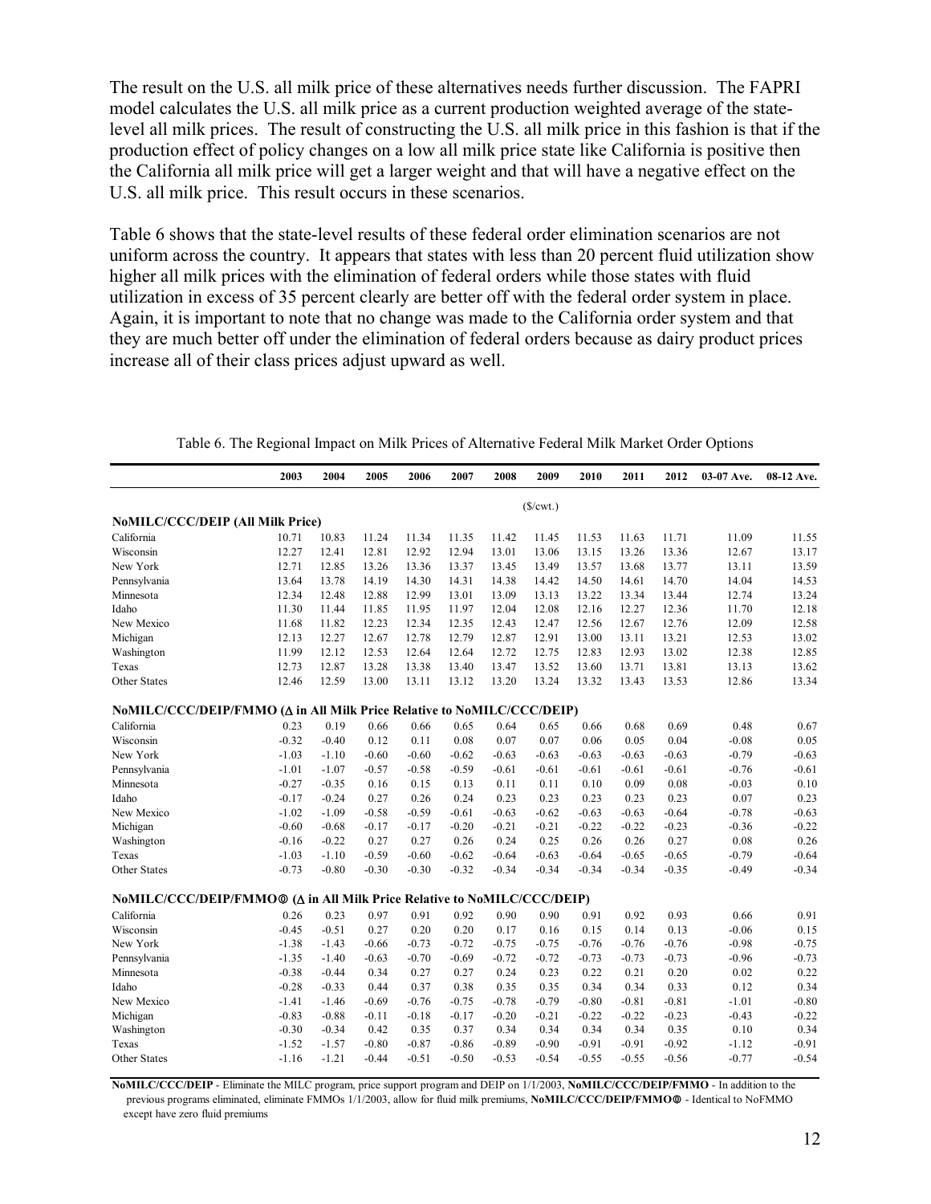The result on the U.S. all milk price of these alternatives needs further discussion. The FAPRI model calculates the U.S. all milk price as a current production weighted average of the state-level all milk prices. The result of constructing the U.S. all milk price in this fashion is that if the production effect of policy changes on a low all milk price state like California is positive then the California all milk price will get a larger weight and that will have a negative effect on the U.S. all milk price. This result occurs in these scenarios.

Table 6 shows that the state-level results of these federal order elimination scenarios are not uniform across the country. It appears that states with less than 20 percent fluid utilization show higher all milk prices with the elimination of federal orders while those states with fluid utilization in excess of 35 percent clearly are better off with the federal order system in place. Again, it is important to note that no change was made to the California order system and that they are much better off under the elimination of federal orders because as dairy product prices increase all of their class prices adjust upward as well.

Table 6. The Regional Impact on Milk Prices of Alternative Federal Milk Market Order Options

| | 2003 | 2004 | 2005 | 2006 | 2007 | 2008 | 2009 | 2010 | 2011 | 2012 | 03-07 Ave. | 08-12 Ave. |
|---|---|---|---|---|---|---|---|---|---|---|---|---|
| | | | | | | | ($/cwt.) | | | | | |
| **NoMILC/CCC/DEIP (All Milk Price)** | | | | | | | | | | | | |
| California | 10.71 | 10.83 | 11.24 | 11.34 | 11.35 | 11.42 | 11.45 | 11.53 | 11.63 | 11.71 | 11.09 | 11.55 |
| Wisconsin | 12.27 | 12.41 | 12.81 | 12.92 | 12.94 | 13.01 | 13.06 | 13.15 | 13.26 | 13.36 | 12.67 | 13.17 |
| New York | 12.71 | 12.85 | 13.26 | 13.36 | 13.37 | 13.45 | 13.49 | 13.57 | 13.68 | 13.77 | 13.11 | 13.59 |
| Pennsylvania | 13.64 | 13.78 | 14.19 | 14.30 | 14.31 | 14.38 | 14.42 | 14.50 | 14.61 | 14.70 | 14.04 | 14.53 |
| Minnesota | 12.34 | 12.48 | 12.88 | 12.99 | 13.01 | 13.09 | 13.13 | 13.22 | 13.34 | 13.44 | 12.74 | 13.24 |
| Idaho | 11.30 | 11.44 | 11.85 | 11.95 | 11.97 | 12.04 | 12.08 | 12.16 | 12.27 | 12.36 | 11.70 | 12.18 |
| New Mexico | 11.68 | 11.82 | 12.23 | 12.34 | 12.35 | 12.43 | 12.47 | 12.56 | 12.67 | 12.76 | 12.09 | 12.58 |
| Michigan | 12.13 | 12.27 | 12.67 | 12.78 | 12.79 | 12.87 | 12.91 | 13.00 | 13.11 | 13.21 | 12.53 | 13.02 |
| Washington | 11.99 | 12.12 | 12.53 | 12.64 | 12.64 | 12.72 | 12.75 | 12.83 | 12.93 | 13.02 | 12.38 | 12.85 |
| Texas | 12.73 | 12.87 | 13.28 | 13.38 | 13.40 | 13.47 | 13.52 | 13.60 | 13.71 | 13.81 | 13.13 | 13.62 |
| Other States | 12.46 | 12.59 | 13.00 | 13.11 | 13.12 | 13.20 | 13.24 | 13.32 | 13.43 | 13.53 | 12.86 | 13.34 |
| **NoMILC/CCC/DEIP/FMMO (Δ in All Milk Price Relative to NoMILC/CCC/DEIP)** | | | | | | | | | | | | |
| California | 0.23 | 0.19 | 0.66 | 0.66 | 0.65 | 0.64 | 0.65 | 0.66 | 0.68 | 0.69 | 0.48 | 0.67 |
| Wisconsin | -0.32 | -0.40 | 0.12 | 0.11 | 0.08 | 0.07 | 0.07 | 0.06 | 0.05 | 0.04 | -0.08 | 0.05 |
| New York | -1.03 | -1.10 | -0.60 | -0.60 | -0.62 | -0.63 | -0.63 | -0.63 | -0.63 | -0.63 | -0.79 | -0.63 |
| Pennsylvania | -1.01 | -1.07 | -0.57 | -0.58 | -0.59 | -0.61 | -0.61 | -0.61 | -0.61 | -0.61 | -0.76 | -0.61 |
| Minnesota | -0.27 | -0.35 | 0.16 | 0.15 | 0.13 | 0.11 | 0.11 | 0.10 | 0.09 | 0.08 | -0.03 | 0.10 |
| Idaho | -0.17 | -0.24 | 0.27 | 0.26 | 0.24 | 0.23 | 0.23 | 0.23 | 0.23 | 0.23 | 0.07 | 0.23 |
| New Mexico | -1.02 | -1.09 | -0.58 | -0.59 | -0.61 | -0.63 | -0.62 | -0.63 | -0.63 | -0.64 | -0.78 | -0.63 |
| Michigan | -0.60 | -0.68 | -0.17 | -0.17 | -0.20 | -0.21 | -0.21 | -0.22 | -0.22 | -0.23 | -0.36 | -0.22 |
| Washington | -0.16 | -0.22 | 0.27 | 0.27 | 0.26 | 0.24 | 0.25 | 0.26 | 0.26 | 0.27 | 0.08 | 0.26 |
| Texas | -1.03 | -1.10 | -0.59 | -0.60 | -0.62 | -0.64 | -0.63 | -0.64 | -0.65 | -0.65 | -0.79 | -0.64 |
| Other States | -0.73 | -0.80 | -0.30 | -0.30 | -0.32 | -0.34 | -0.34 | -0.34 | -0.34 | -0.35 | -0.49 | -0.34 |
| **NoMILC/CCC/DEIP/FMMO◎ (Δ in All Milk Price Relative to NoMILC/CCC/DEIP)** | | | | | | | | | | | | |
| California | 0.26 | 0.23 | 0.97 | 0.91 | 0.92 | 0.90 | 0.90 | 0.91 | 0.92 | 0.93 | 0.66 | 0.91 |
| Wisconsin | -0.45 | -0.51 | 0.27 | 0.20 | 0.20 | 0.17 | 0.16 | 0.15 | 0.14 | 0.13 | -0.06 | 0.15 |
| New York | -1.38 | -1.43 | -0.66 | -0.73 | -0.72 | -0.75 | -0.75 | -0.76 | -0.76 | -0.76 | -0.98 | -0.75 |
| Pennsylvania | -1.35 | -1.40 | -0.63 | -0.70 | -0.69 | -0.72 | -0.72 | -0.73 | -0.73 | -0.73 | -0.96 | -0.73 |
| Minnesota | -0.38 | -0.44 | 0.34 | 0.27 | 0.27 | 0.24 | 0.23 | 0.22 | 0.21 | 0.20 | 0.02 | 0.22 |
| Idaho | -0.28 | -0.33 | 0.44 | 0.37 | 0.38 | 0.35 | 0.35 | 0.34 | 0.34 | 0.33 | 0.12 | 0.34 |
| New Mexico | -1.41 | -1.46 | -0.69 | -0.76 | -0.75 | -0.78 | -0.79 | -0.80 | -0.81 | -0.81 | -1.01 | -0.80 |
| Michigan | -0.83 | -0.88 | -0.11 | -0.18 | -0.17 | -0.20 | -0.21 | -0.22 | -0.22 | -0.23 | -0.43 | -0.22 |
| Washington | -0.30 | -0.34 | 0.42 | 0.35 | 0.37 | 0.34 | 0.34 | 0.34 | 0.34 | 0.35 | 0.10 | 0.34 |
| Texas | -1.52 | -1.57 | -0.80 | -0.87 | -0.86 | -0.89 | -0.90 | -0.91 | -0.91 | -0.92 | -1.12 | -0.91 |
| Other States | -1.16 | -1.21 | -0.44 | -0.51 | -0.50 | -0.53 | -0.54 | -0.55 | -0.55 | -0.56 | -0.77 | -0.54 |

**NoMILC/CCC/DEIP** - Eliminate the MILC program, price support program and DEIP on 1/1/2003, **NoMILC/CCC/DEIP/FMMO** - In addition to the previous programs eliminated, eliminate FMMOs 1/1/2003, allow for fluid milk premiums, **NoMILC/CCC/DEIP/FMMO◎** - Identical to NoFMMO except have zero fluid premiums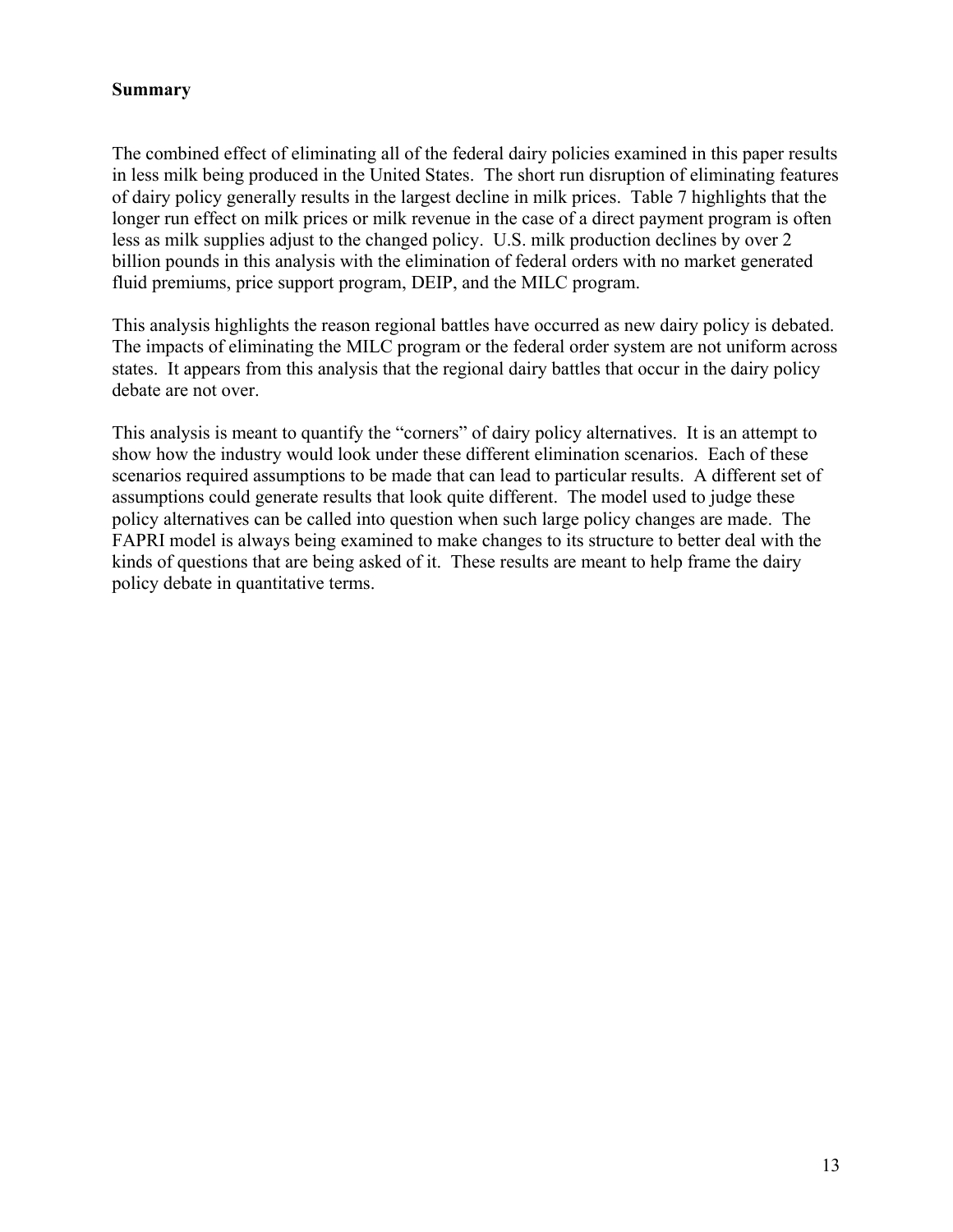## Summary

The combined effect of eliminating all of the federal dairy policies examined in this paper results in less milk being produced in the United States. The short run disruption of eliminating features of dairy policy generally results in the largest decline in milk prices. Table 7 highlights that the longer run effect on milk prices or milk revenue in the case of a direct payment program is often less as milk supplies adjust to the changed policy. U.S. milk production declines by over 2 billion pounds in this analysis with the elimination of federal orders with no market generated fluid premiums, price support program, DEIP, and the MILC program.

This analysis highlights the reason regional battles have occurred as new dairy policy is debated. The impacts of eliminating the MILC program or the federal order system are not uniform across states. It appears from this analysis that the regional dairy battles that occur in the dairy policy debate are not over.

This analysis is meant to quantify the "corners" of dairy policy alternatives. It is an attempt to show how the industry would look under these different elimination scenarios. Each of these scenarios required assumptions to be made that can lead to particular results. A different set of assumptions could generate results that look quite different. The model used to judge these policy alternatives can be called into question when such large policy changes are made. The FAPRI model is always being examined to make changes to its structure to better deal with the kinds of questions that are being asked of it. These results are meant to help frame the dairy policy debate in quantitative terms.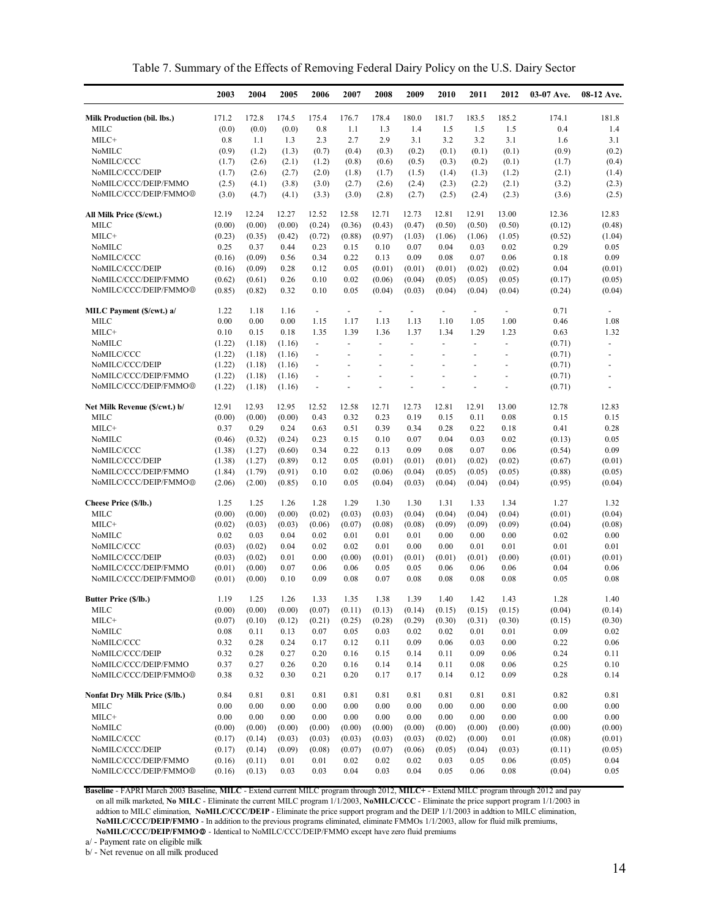Table 7. Summary of the Effects of Removing Federal Dairy Policy on the U.S. Dairy Sector

| | 2003 | 2004 | 2005 | 2006 | 2007 | 2008 | 2009 | 2010 | 2011 | 2012 | 03-07 Ave. | 08-12 Ave. |
|---|---|---|---|---|---|---|---|---|---|---|---|---|
| **Milk Production (bil. lbs.)** | 171.2 | 172.8 | 174.5 | 175.4 | 176.7 | 178.4 | 180.0 | 181.7 | 183.5 | 185.2 | 174.1 | 181.8 |
| MILC | (0.0) | (0.0) | (0.0) | 0.8 | 1.1 | 1.3 | 1.4 | 1.5 | 1.5 | 1.5 | 0.4 | 1.4 |
| MILC+ | 0.8 | 1.1 | 1.3 | 2.3 | 2.7 | 2.9 | 3.1 | 3.2 | 3.2 | 3.1 | 1.6 | 3.1 |
| NoMILC | (0.9) | (1.2) | (1.3) | (0.7) | (0.4) | (0.3) | (0.2) | (0.1) | (0.1) | (0.1) | (0.9) | (0.2) |
| NoMILC/CCC | (1.7) | (2.6) | (2.1) | (1.2) | (0.8) | (0.6) | (0.5) | (0.3) | (0.2) | (0.1) | (1.7) | (0.4) |
| NoMILC/CCC/DEIP | (1.7) | (2.6) | (2.7) | (2.0) | (1.8) | (1.7) | (1.5) | (1.4) | (1.3) | (1.2) | (2.1) | (1.4) |
| NoMILC/CCC/DEIP/FMMO | (2.5) | (4.1) | (3.8) | (3.0) | (2.7) | (2.6) | (2.4) | (2.3) | (2.2) | (2.1) | (3.2) | (2.3) |
| NoMILC/CCC/DEIP/FMMO⓪ | (3.0) | (4.7) | (4.1) | (3.3) | (3.0) | (2.8) | (2.7) | (2.5) | (2.4) | (2.3) | (3.6) | (2.5) |
| **All Milk Price ($/cwt.)** | 12.19 | 12.24 | 12.27 | 12.52 | 12.58 | 12.71 | 12.73 | 12.81 | 12.91 | 13.00 | 12.36 | 12.83 |
| MILC | (0.00) | (0.00) | (0.00) | (0.24) | (0.36) | (0.43) | (0.47) | (0.50) | (0.50) | (0.50) | (0.12) | (0.48) |
| MILC+ | (0.23) | (0.35) | (0.42) | (0.72) | (0.88) | (0.97) | (1.03) | (1.06) | (1.06) | (1.05) | (0.52) | (1.04) |
| NoMILC | 0.25 | 0.37 | 0.44 | 0.23 | 0.15 | 0.10 | 0.07 | 0.04 | 0.03 | 0.02 | 0.29 | 0.05 |
| NoMILC/CCC | (0.16) | (0.09) | 0.56 | 0.34 | 0.22 | 0.13 | 0.09 | 0.08 | 0.07 | 0.06 | 0.18 | 0.09 |
| NoMILC/CCC/DEIP | (0.16) | (0.09) | 0.28 | 0.12 | 0.05 | (0.01) | (0.01) | (0.01) | (0.02) | (0.02) | 0.04 | (0.01) |
| NoMILC/CCC/DEIP/FMMO | (0.62) | (0.61) | 0.26 | 0.10 | 0.02 | (0.06) | (0.04) | (0.05) | (0.05) | (0.05) | (0.17) | (0.05) |
| NoMILC/CCC/DEIP/FMMO⓪ | (0.85) | (0.82) | 0.32 | 0.10 | 0.05 | (0.04) | (0.03) | (0.04) | (0.04) | (0.04) | (0.24) | (0.04) |
| **MILC Payment ($/cwt.) a/** | 1.22 | 1.18 | 1.16 | - | - | - | - | - | - | - | 0.71 | - |
| MILC | 0.00 | 0.00 | 0.00 | 1.15 | 1.17 | 1.13 | 1.13 | 1.10 | 1.05 | 1.00 | 0.46 | 1.08 |
| MILC+ | 0.10 | 0.15 | 0.18 | 1.35 | 1.39 | 1.36 | 1.37 | 1.34 | 1.29 | 1.23 | 0.63 | 1.32 |
| NoMILC | (1.22) | (1.18) | (1.16) | - | - | - | - | - | - | - | (0.71) | - |
| NoMILC/CCC | (1.22) | (1.18) | (1.16) | - | - | - | - | - | - | - | (0.71) | - |
| NoMILC/CCC/DEIP | (1.22) | (1.18) | (1.16) | - | - | - | - | - | - | - | (0.71) | - |
| NoMILC/CCC/DEIP/FMMO | (1.22) | (1.18) | (1.16) | - | - | - | - | - | - | - | (0.71) | - |
| NoMILC/CCC/DEIP/FMMO⓪ | (1.22) | (1.18) | (1.16) | - | - | - | - | - | - | - | (0.71) | - |
| **Net Milk Revenue ($/cwt.) b/** | 12.91 | 12.93 | 12.95 | 12.52 | 12.58 | 12.71 | 12.73 | 12.81 | 12.91 | 13.00 | 12.78 | 12.83 |
| MILC | (0.00) | (0.00) | (0.00) | 0.43 | 0.32 | 0.23 | 0.19 | 0.15 | 0.11 | 0.08 | 0.15 | 0.15 |
| MILC+ | 0.37 | 0.29 | 0.24 | 0.63 | 0.51 | 0.39 | 0.34 | 0.28 | 0.22 | 0.18 | 0.41 | 0.28 |
| NoMILC | (0.46) | (0.32) | (0.24) | 0.23 | 0.15 | 0.10 | 0.07 | 0.04 | 0.03 | 0.02 | (0.13) | 0.05 |
| NoMILC/CCC | (1.38) | (1.27) | (0.60) | 0.34 | 0.22 | 0.13 | 0.09 | 0.08 | 0.07 | 0.06 | (0.54) | 0.09 |
| NoMILC/CCC/DEIP | (1.38) | (1.27) | (0.89) | 0.12 | 0.05 | (0.01) | (0.01) | (0.01) | (0.02) | (0.02) | (0.67) | (0.01) |
| NoMILC/CCC/DEIP/FMMO | (1.84) | (1.79) | (0.91) | 0.10 | 0.02 | (0.06) | (0.04) | (0.05) | (0.05) | (0.05) | (0.88) | (0.05) |
| NoMILC/CCC/DEIP/FMMO⓪ | (2.06) | (2.00) | (0.85) | 0.10 | 0.05 | (0.04) | (0.03) | (0.04) | (0.04) | (0.04) | (0.95) | (0.04) |
| **Cheese Price ($/lb.)** | 1.25 | 1.25 | 1.26 | 1.28 | 1.29 | 1.30 | 1.30 | 1.31 | 1.33 | 1.34 | 1.27 | 1.32 |
| MILC | (0.00) | (0.00) | (0.00) | (0.02) | (0.03) | (0.03) | (0.04) | (0.04) | (0.04) | (0.04) | (0.01) | (0.04) |
| MILC+ | (0.02) | (0.03) | (0.03) | (0.06) | (0.07) | (0.08) | (0.08) | (0.09) | (0.09) | (0.09) | (0.04) | (0.08) |
| NoMILC | 0.02 | 0.03 | 0.04 | 0.02 | 0.01 | 0.01 | 0.01 | 0.00 | 0.00 | 0.00 | 0.02 | 0.00 |
| NoMILC/CCC | (0.03) | (0.02) | 0.04 | 0.02 | 0.02 | 0.01 | 0.00 | 0.00 | 0.01 | 0.01 | 0.01 | 0.01 |
| NoMILC/CCC/DEIP | (0.03) | (0.02) | 0.01 | 0.00 | (0.00) | (0.01) | (0.01) | (0.01) | (0.01) | (0.00) | (0.01) | (0.01) |
| NoMILC/CCC/DEIP/FMMO | (0.01) | (0.00) | 0.07 | 0.06 | 0.06 | 0.05 | 0.05 | 0.06 | 0.06 | 0.06 | 0.04 | 0.06 |
| NoMILC/CCC/DEIP/FMMO⓪ | (0.01) | (0.00) | 0.10 | 0.09 | 0.08 | 0.07 | 0.08 | 0.08 | 0.08 | 0.08 | 0.05 | 0.08 |
| **Butter Price ($/lb.)** | 1.19 | 1.25 | 1.26 | 1.33 | 1.35 | 1.38 | 1.39 | 1.40 | 1.42 | 1.43 | 1.28 | 1.40 |
| MILC | (0.00) | (0.00) | (0.00) | (0.07) | (0.11) | (0.13) | (0.14) | (0.15) | (0.15) | (0.15) | (0.04) | (0.14) |
| MILC+ | (0.07) | (0.10) | (0.12) | (0.21) | (0.25) | (0.28) | (0.29) | (0.30) | (0.31) | (0.30) | (0.15) | (0.30) |
| NoMILC | 0.08 | 0.11 | 0.13 | 0.07 | 0.05 | 0.03 | 0.02 | 0.02 | 0.01 | 0.01 | 0.09 | 0.02 |
| NoMILC/CCC | 0.32 | 0.28 | 0.24 | 0.17 | 0.12 | 0.11 | 0.09 | 0.06 | 0.03 | 0.00 | 0.22 | 0.06 |
| NoMILC/CCC/DEIP | 0.32 | 0.28 | 0.27 | 0.20 | 0.16 | 0.15 | 0.14 | 0.11 | 0.09 | 0.06 | 0.24 | 0.11 |
| NoMILC/CCC/DEIP/FMMO | 0.37 | 0.27 | 0.26 | 0.20 | 0.16 | 0.14 | 0.14 | 0.11 | 0.08 | 0.06 | 0.25 | 0.10 |
| NoMILC/CCC/DEIP/FMMO⓪ | 0.38 | 0.32 | 0.30 | 0.21 | 0.20 | 0.17 | 0.17 | 0.14 | 0.12 | 0.09 | 0.28 | 0.14 |
| **Nonfat Dry Milk Price ($/lb.)** | 0.84 | 0.81 | 0.81 | 0.81 | 0.81 | 0.81 | 0.81 | 0.81 | 0.81 | 0.81 | 0.82 | 0.81 |
| MILC | 0.00 | 0.00 | 0.00 | 0.00 | 0.00 | 0.00 | 0.00 | 0.00 | 0.00 | 0.00 | 0.00 | 0.00 |
| MILC+ | 0.00 | 0.00 | 0.00 | 0.00 | 0.00 | 0.00 | 0.00 | 0.00 | 0.00 | 0.00 | 0.00 | 0.00 |
| NoMILC | (0.00) | (0.00) | (0.00) | (0.00) | (0.00) | (0.00) | (0.00) | (0.00) | (0.00) | (0.00) | (0.00) | (0.00) |
| NoMILC/CCC | (0.17) | (0.14) | (0.03) | (0.03) | (0.03) | (0.03) | (0.03) | (0.02) | (0.00) | 0.01 | (0.08) | (0.01) |
| NoMILC/CCC/DEIP | (0.17) | (0.14) | (0.09) | (0.08) | (0.07) | (0.07) | (0.06) | (0.05) | (0.04) | (0.03) | (0.11) | (0.05) |
| NoMILC/CCC/DEIP/FMMO | (0.16) | (0.11) | 0.01 | 0.01 | 0.02 | 0.02 | 0.02 | 0.03 | 0.05 | 0.06 | (0.05) | 0.04 |
| NoMILC/CCC/DEIP/FMMO⓪ | (0.16) | (0.13) | 0.03 | 0.03 | 0.04 | 0.03 | 0.04 | 0.05 | 0.06 | 0.08 | (0.04) | 0.05 |

**Baseline** - FAPRI March 2003 Baseline, **MILC** - Extend current MILC program through 2012, **MILC+** - Extend MILC program through 2012 and pay on all milk marketed, **No MILC** - Eliminate the current MILC program 1/1/2003, **NoMILC/CCC** - Eliminate the price support program 1/1/2003 in addtion to MILC elimination, **NoMILC/CCC/DEIP** - Eliminate the price support program and the DEIP 1/1/2003 in addtion to MILC elimination, **NoMILC/CCC/DEIP/FMMO** - In addition to the previous programs eliminated, eliminate FMMOs 1/1/2003, allow for fluid milk premiums, **NoMILC/CCC/DEIP/FMMO⓪** - Identical to NoMILC/CCC/DEIP/FMMO except have zero fluid premiums

a/ - Payment rate on eligible milk

b/ - Net revenue on all milk produced